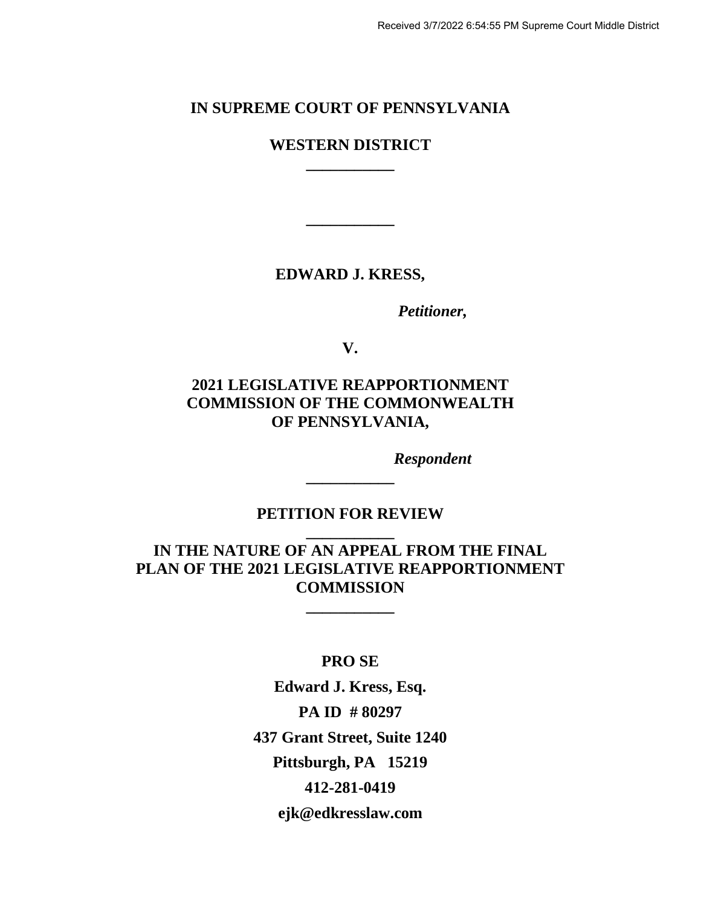Received 3/7/2022 6:54:55 PM Supreme Court Middle District

**IN SUPREME COURT OF PENNSYLVANIA**

**WESTERN DISTRICT**

---

---

**EDWARD J. KRESS,**

***Petitioner,***

**V.**

**2021 LEGISLATIVE REAPPORTIONMENT COMMISSION OF THE COMMONWEALTH OF PENNSYLVANIA,**

***Respondent***

---

**PETITION FOR REVIEW**

---

**IN THE NATURE OF AN APPEAL FROM THE FINAL PLAN OF THE 2021 LEGISLATIVE REAPPORTIONMENT COMMISSION**

---

**PRO SE**

**Edward J. Kress, Esq.**

**PA ID # 80297**

**437 Grant Street, Suite 1240**

**Pittsburgh, PA 15219**

**412-281-0419**

**ejk@edkresslaw.com**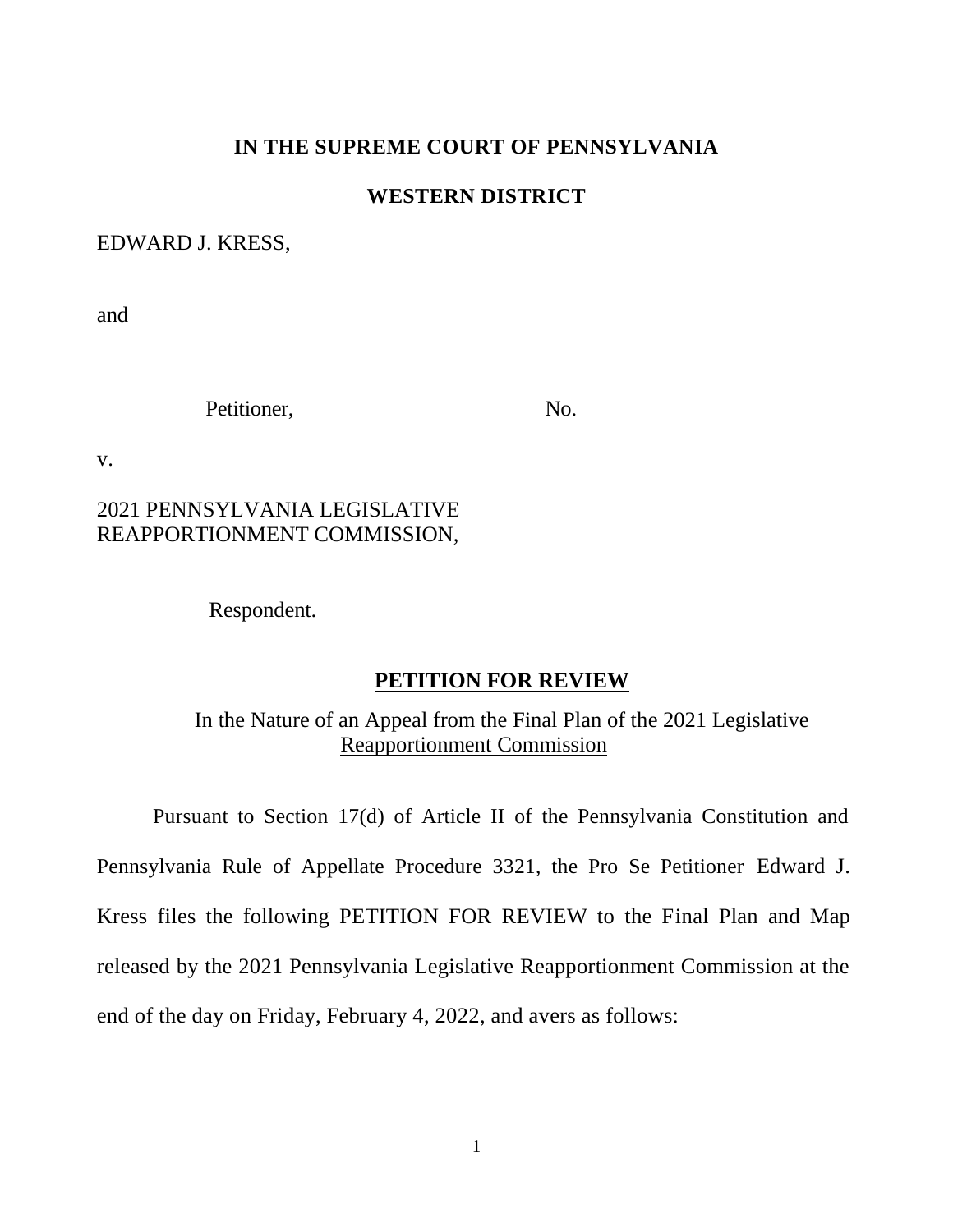**IN THE SUPREME COURT OF PENNSYLVANIA**

**WESTERN DISTRICT**

EDWARD J. KRESS,

and

Petitioner, No.

v.

2021 PENNSYLVANIA LEGISLATIVE REAPPORTIONMENT COMMISSION,

Respondent.

**PETITION FOR REVIEW**

In the Nature of an Appeal from the Final Plan of the 2021 Legislative Reapportionment Commission

Pursuant to Section 17(d) of Article II of the Pennsylvania Constitution and Pennsylvania Rule of Appellate Procedure 3321, the Pro Se Petitioner Edward J. Kress files the following PETITION FOR REVIEW to the Final Plan and Map released by the 2021 Pennsylvania Legislative Reapportionment Commission at the end of the day on Friday, February 4, 2022, and avers as follows: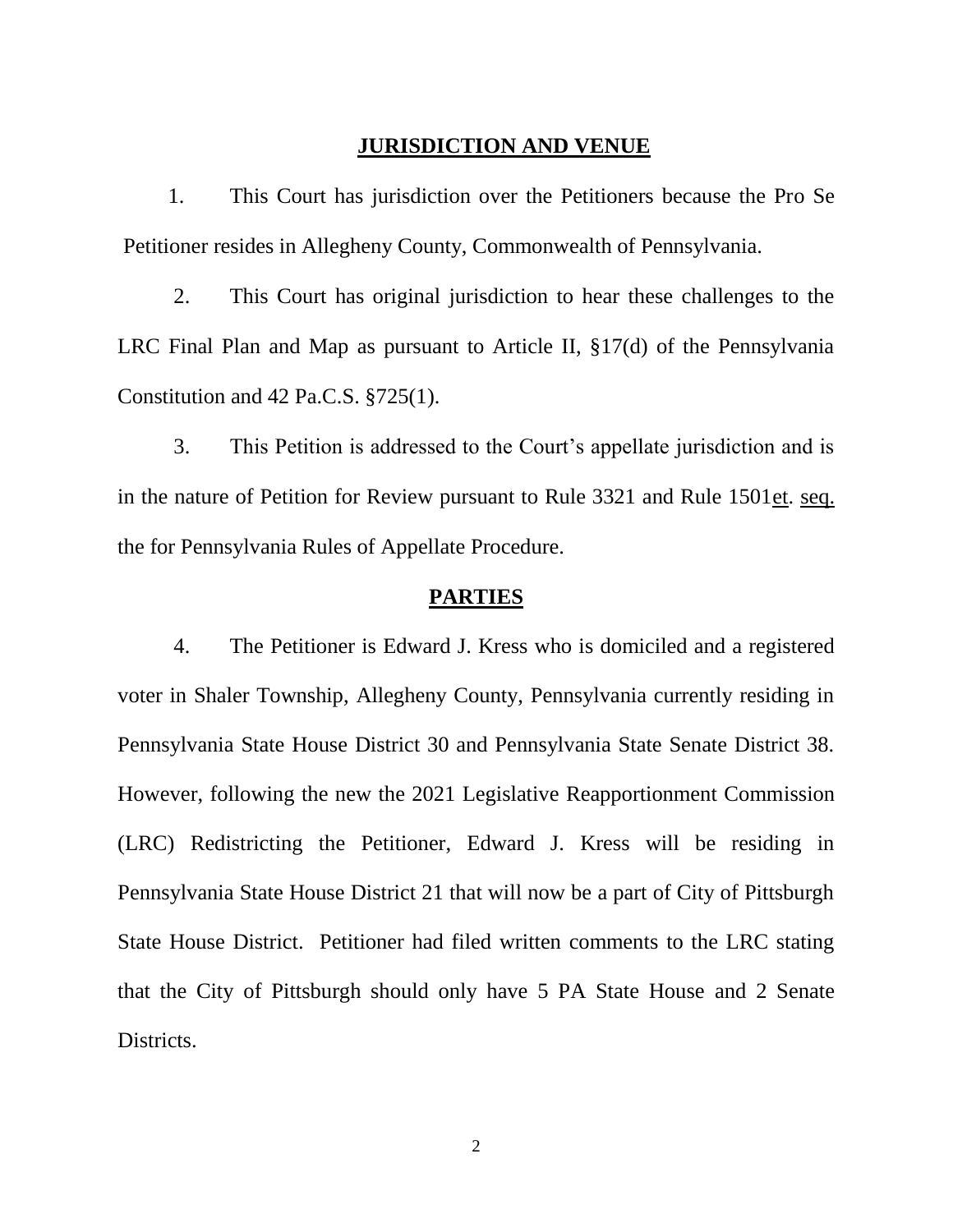## JURISDICTION AND VENUE

1. This Court has jurisdiction over the Petitioners because the Pro Se Petitioner resides in Allegheny County, Commonwealth of Pennsylvania.

2. This Court has original jurisdiction to hear these challenges to the LRC Final Plan and Map as pursuant to Article II, §17(d) of the Pennsylvania Constitution and 42 Pa.C.S. §725(1).

3. This Petition is addressed to the Court's appellate jurisdiction and is in the nature of Petition for Review pursuant to Rule 3321 and Rule 1501et. seq. the for Pennsylvania Rules of Appellate Procedure.

## PARTIES

4. The Petitioner is Edward J. Kress who is domiciled and a registered voter in Shaler Township, Allegheny County, Pennsylvania currently residing in Pennsylvania State House District 30 and Pennsylvania State Senate District 38. However, following the new the 2021 Legislative Reapportionment Commission (LRC) Redistricting the Petitioner, Edward J. Kress will be residing in Pennsylvania State House District 21 that will now be a part of City of Pittsburgh State House District. Petitioner had filed written comments to the LRC stating that the City of Pittsburgh should only have 5 PA State House and 2 Senate Districts.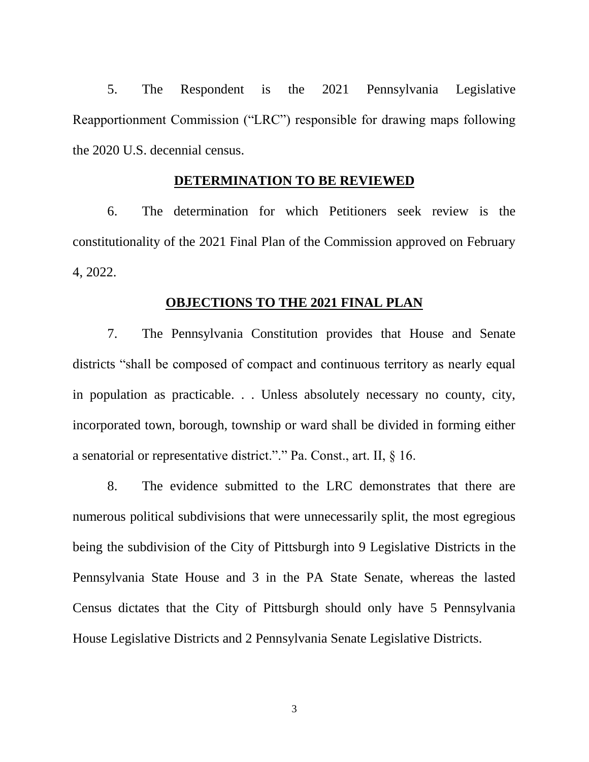5. The Respondent is the 2021 Pennsylvania Legislative Reapportionment Commission ("LRC") responsible for drawing maps following the 2020 U.S. decennial census.

## **DETERMINATION TO BE REVIEWED**

6. The determination for which Petitioners seek review is the constitutionality of the 2021 Final Plan of the Commission approved on February 4, 2022.

## **OBJECTIONS TO THE 2021 FINAL PLAN**

7. The Pennsylvania Constitution provides that House and Senate districts "shall be composed of compact and continuous territory as nearly equal in population as practicable. . . Unless absolutely necessary no county, city, incorporated town, borough, township or ward shall be divided in forming either a senatorial or representative district."." Pa. Const., art. II, § 16.

8. The evidence submitted to the LRC demonstrates that there are numerous political subdivisions that were unnecessarily split, the most egregious being the subdivision of the City of Pittsburgh into 9 Legislative Districts in the Pennsylvania State House and 3 in the PA State Senate, whereas the lasted Census dictates that the City of Pittsburgh should only have 5 Pennsylvania House Legislative Districts and 2 Pennsylvania Senate Legislative Districts.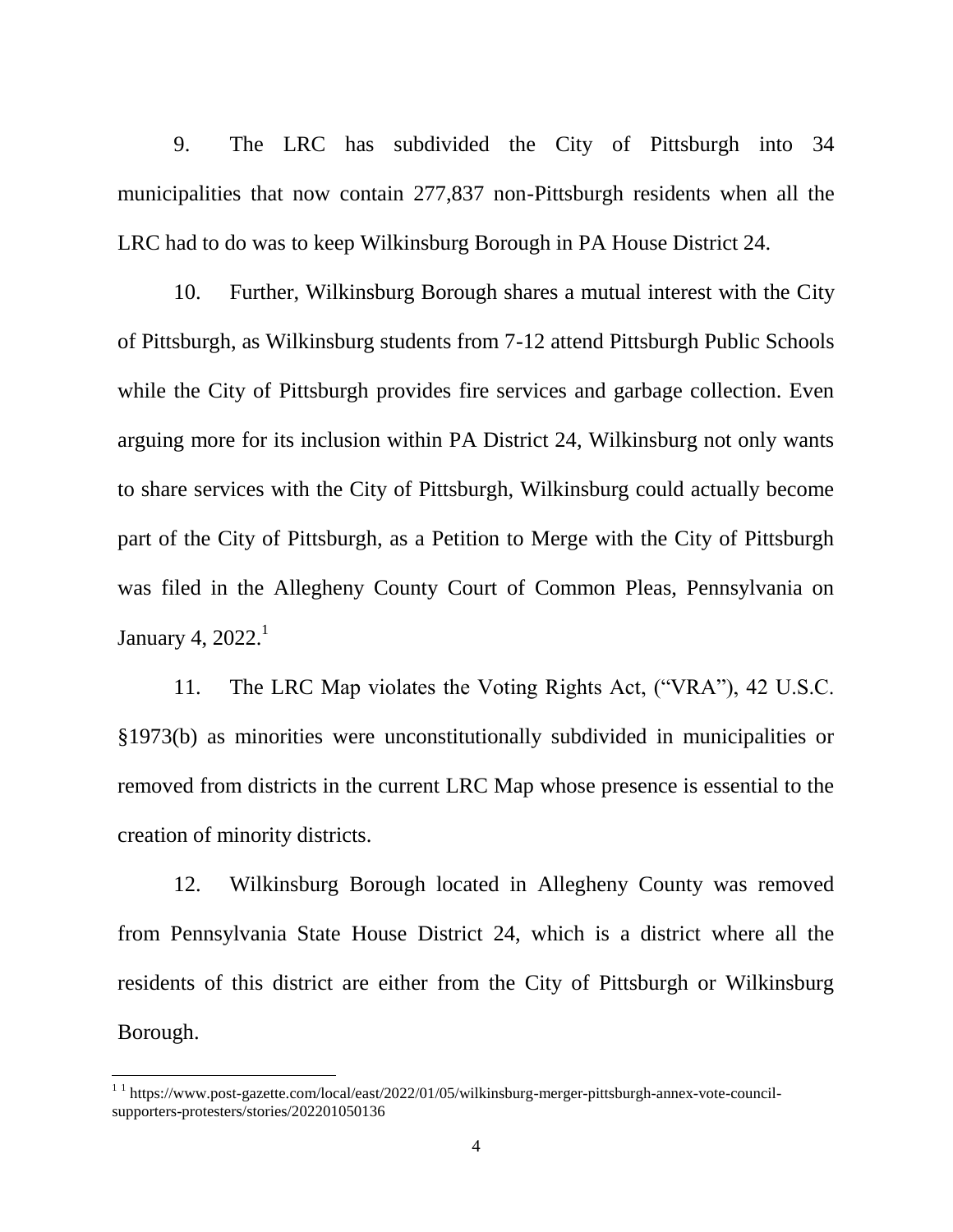9. The LRC has subdivided the City of Pittsburgh into 34 municipalities that now contain 277,837 non-Pittsburgh residents when all the LRC had to do was to keep Wilkinsburg Borough in PA House District 24.

10. Further, Wilkinsburg Borough shares a mutual interest with the City of Pittsburgh, as Wilkinsburg students from 7-12 attend Pittsburgh Public Schools while the City of Pittsburgh provides fire services and garbage collection. Even arguing more for its inclusion within PA District 24, Wilkinsburg not only wants to share services with the City of Pittsburgh, Wilkinsburg could actually become part of the City of Pittsburgh, as a Petition to Merge with the City of Pittsburgh was filed in the Allegheny County Court of Common Pleas, Pennsylvania on January 4, 2022.[1]

11. The LRC Map violates the Voting Rights Act, ("VRA"), 42 U.S.C. §1973(b) as minorities were unconstitutionally subdivided in municipalities or removed from districts in the current LRC Map whose presence is essential to the creation of minority districts.

12. Wilkinsburg Borough located in Allegheny County was removed from Pennsylvania State House District 24, which is a district where all the residents of this district are either from the City of Pittsburgh or Wilkinsburg Borough.

---

[1] [1] https://www.post-gazette.com/local/east/2022/01/05/wilkinsburg-merger-pittsburgh-annex-vote-council-supporters-protesters/stories/202201050136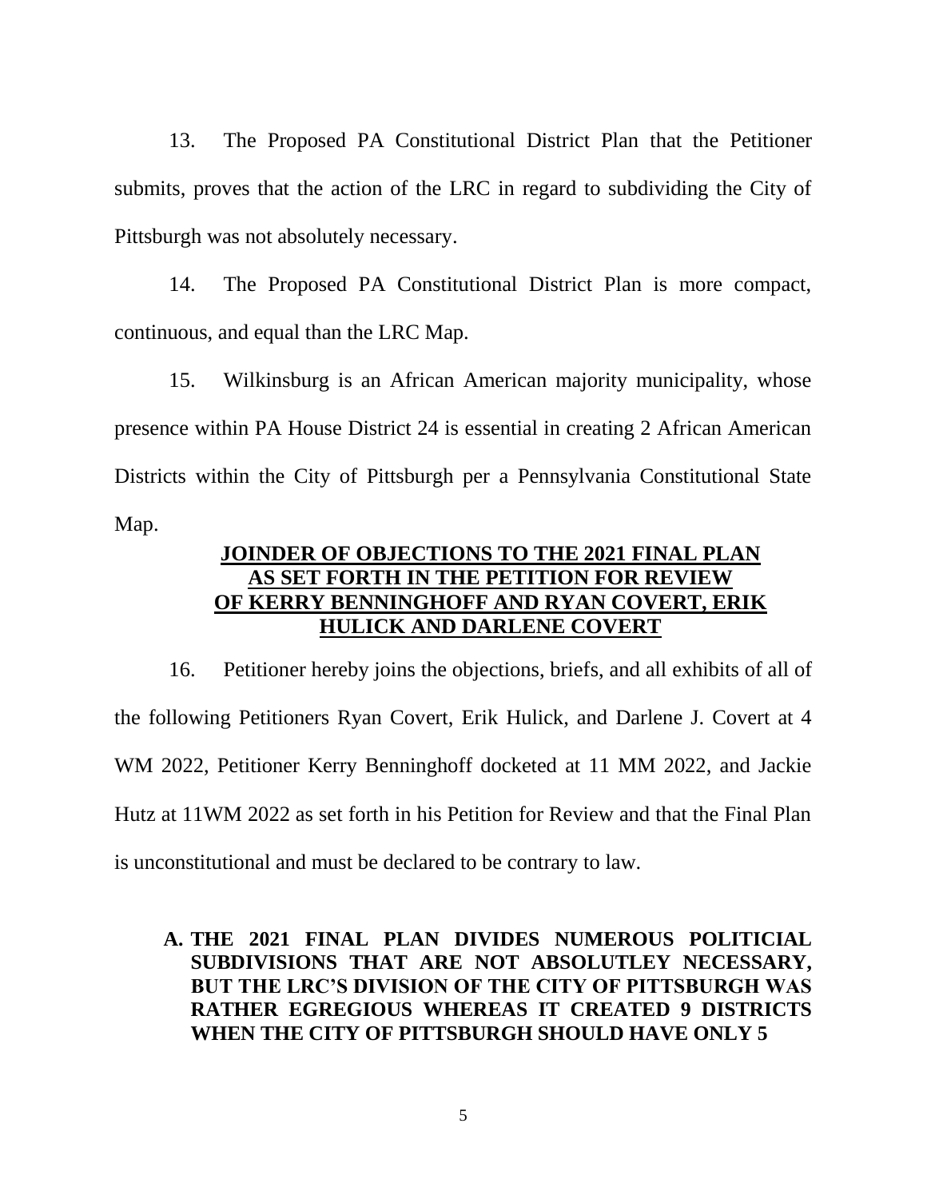13. The Proposed PA Constitutional District Plan that the Petitioner submits, proves that the action of the LRC in regard to subdividing the City of Pittsburgh was not absolutely necessary.

14. The Proposed PA Constitutional District Plan is more compact, continuous, and equal than the LRC Map.

15. Wilkinsburg is an African American majority municipality, whose presence within PA House District 24 is essential in creating 2 African American Districts within the City of Pittsburgh per a Pennsylvania Constitutional State Map.

## JOINDER OF OBJECTIONS TO THE 2021 FINAL PLAN AS SET FORTH IN THE PETITION FOR REVIEW OF KERRY BENNINGHOFF AND RYAN COVERT, ERIK HULICK AND DARLENE COVERT

16. Petitioner hereby joins the objections, briefs, and all exhibits of all of the following Petitioners Ryan Covert, Erik Hulick, and Darlene J. Covert at 4 WM 2022, Petitioner Kerry Benninghoff docketed at 11 MM 2022, and Jackie Hutz at 11WM 2022 as set forth in his Petition for Review and that the Final Plan is unconstitutional and must be declared to be contrary to law.

### A. THE 2021 FINAL PLAN DIVIDES NUMEROUS POLITICIAL SUBDIVISIONS THAT ARE NOT ABSOLUTLEY NECESSARY, BUT THE LRC'S DIVISION OF THE CITY OF PITTSBURGH WAS RATHER EGREGIOUS WHEREAS IT CREATED 9 DISTRICTS WHEN THE CITY OF PITTSBURGH SHOULD HAVE ONLY 5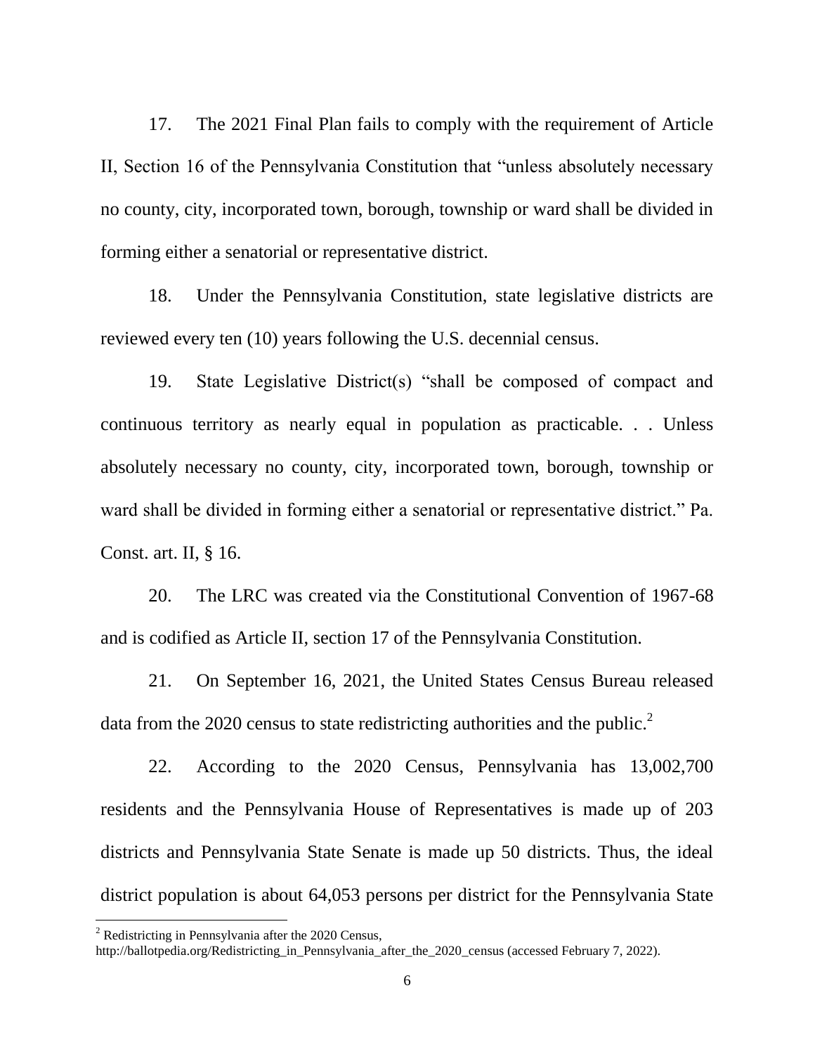17. The 2021 Final Plan fails to comply with the requirement of Article II, Section 16 of the Pennsylvania Constitution that "unless absolutely necessary no county, city, incorporated town, borough, township or ward shall be divided in forming either a senatorial or representative district.

18. Under the Pennsylvania Constitution, state legislative districts are reviewed every ten (10) years following the U.S. decennial census.

19. State Legislative District(s) "shall be composed of compact and continuous territory as nearly equal in population as practicable. . . Unless absolutely necessary no county, city, incorporated town, borough, township or ward shall be divided in forming either a senatorial or representative district." Pa. Const. art. II, § 16.

20. The LRC was created via the Constitutional Convention of 1967-68 and is codified as Article II, section 17 of the Pennsylvania Constitution.

21. On September 16, 2021, the United States Census Bureau released data from the 2020 census to state redistricting authorities and the public.[2]

22. According to the 2020 Census, Pennsylvania has 13,002,700 residents and the Pennsylvania House of Representatives is made up of 203 districts and Pennsylvania State Senate is made up 50 districts. Thus, the ideal district population is about 64,053 persons per district for the Pennsylvania State

[2] Redistricting in Pennsylvania after the 2020 Census, http://ballotpedia.org/Redistricting_in_Pennsylvania_after_the_2020_census (accessed February 7, 2022).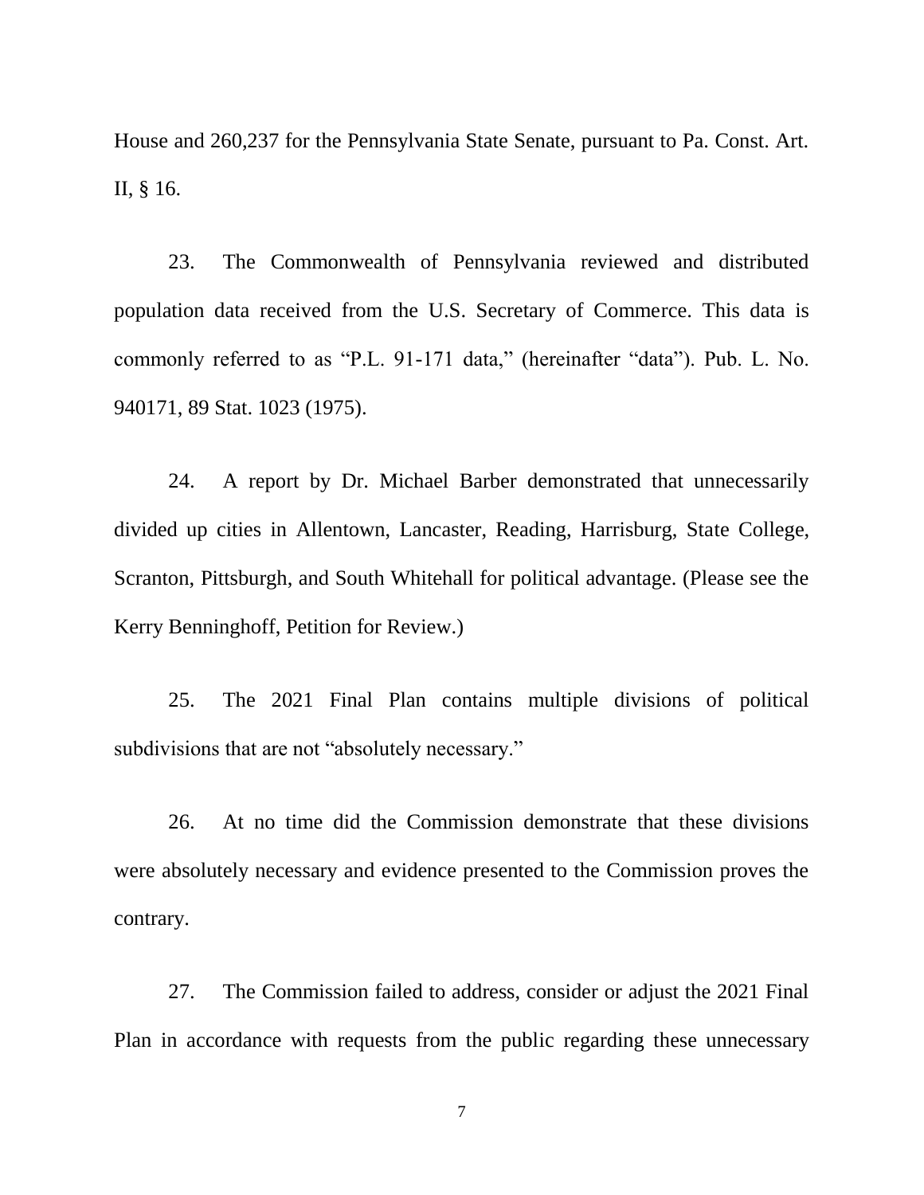House and 260,237 for the Pennsylvania State Senate, pursuant to Pa. Const. Art. II, § 16.

23. The Commonwealth of Pennsylvania reviewed and distributed population data received from the U.S. Secretary of Commerce. This data is commonly referred to as "P.L. 91-171 data," (hereinafter "data"). Pub. L. No. 940171, 89 Stat. 1023 (1975).

24. A report by Dr. Michael Barber demonstrated that unnecessarily divided up cities in Allentown, Lancaster, Reading, Harrisburg, State College, Scranton, Pittsburgh, and South Whitehall for political advantage. (Please see the Kerry Benninghoff, Petition for Review.)

25. The 2021 Final Plan contains multiple divisions of political subdivisions that are not "absolutely necessary."

26. At no time did the Commission demonstrate that these divisions were absolutely necessary and evidence presented to the Commission proves the contrary.

27. The Commission failed to address, consider or adjust the 2021 Final Plan in accordance with requests from the public regarding these unnecessary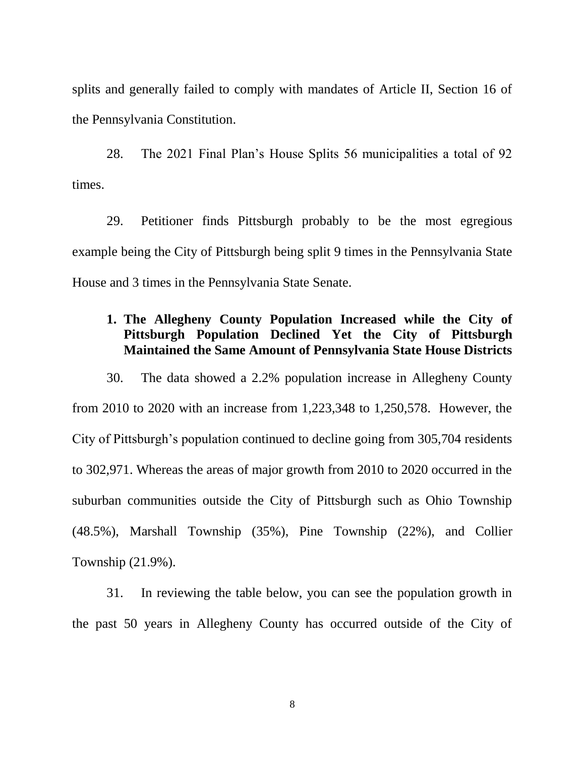splits and generally failed to comply with mandates of Article II, Section 16 of the Pennsylvania Constitution.

28. The 2021 Final Plan's House Splits 56 municipalities a total of 92 times.

29. Petitioner finds Pittsburgh probably to be the most egregious example being the City of Pittsburgh being split 9 times in the Pennsylvania State House and 3 times in the Pennsylvania State Senate.

**1. The Allegheny County Population Increased while the City of Pittsburgh Population Declined Yet the City of Pittsburgh Maintained the Same Amount of Pennsylvania State House Districts**

30. The data showed a 2.2% population increase in Allegheny County from 2010 to 2020 with an increase from 1,223,348 to 1,250,578. However, the City of Pittsburgh's population continued to decline going from 305,704 residents to 302,971. Whereas the areas of major growth from 2010 to 2020 occurred in the suburban communities outside the City of Pittsburgh such as Ohio Township (48.5%), Marshall Township (35%), Pine Township (22%), and Collier Township (21.9%).

31. In reviewing the table below, you can see the population growth in the past 50 years in Allegheny County has occurred outside of the City of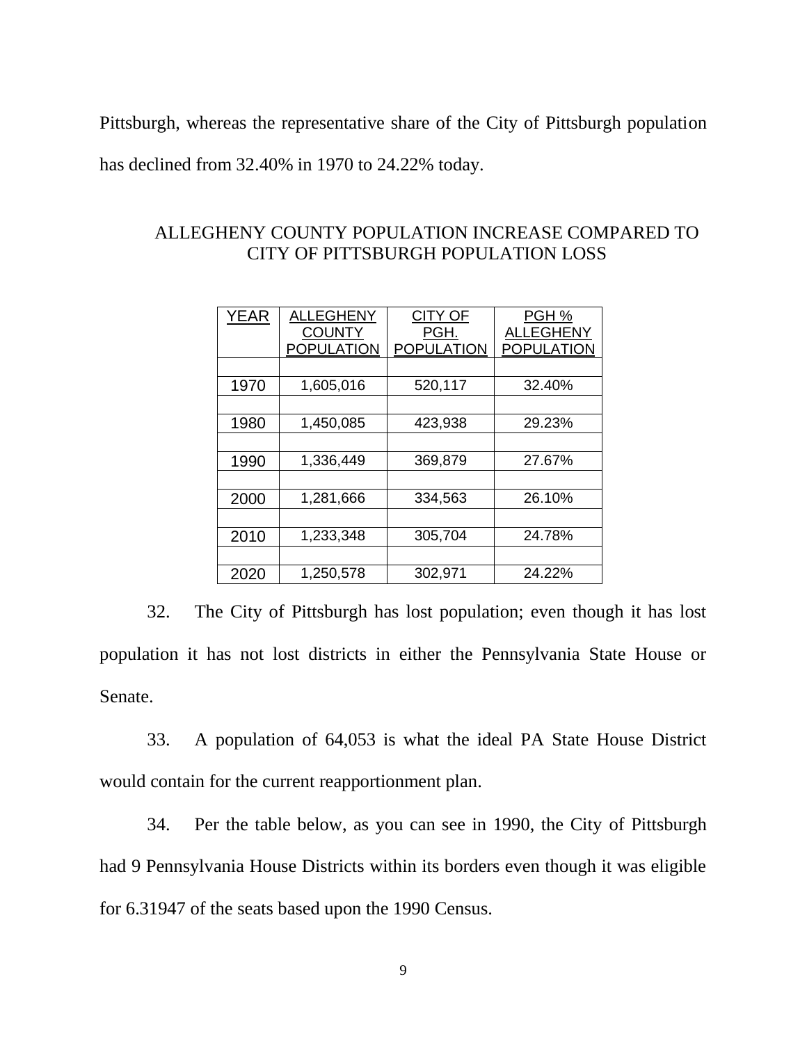Pittsburgh, whereas the representative share of the City of Pittsburgh population has declined from 32.40% in 1970 to 24.22% today.

ALLEGHENY COUNTY POPULATION INCREASE COMPARED TO CITY OF PITTSBURGH POPULATION LOSS

| YEAR | ALLEGHENY COUNTY POPULATION | CITY OF PGH. POPULATION | PGH % ALLEGHENY POPULATION |
|---|---|---|---|
| 1970 | 1,605,016 | 520,117 | 32.40% |
| 1980 | 1,450,085 | 423,938 | 29.23% |
| 1990 | 1,336,449 | 369,879 | 27.67% |
| 2000 | 1,281,666 | 334,563 | 26.10% |
| 2010 | 1,233,348 | 305,704 | 24.78% |
| 2020 | 1,250,578 | 302,971 | 24.22% |

32. The City of Pittsburgh has lost population; even though it has lost population it has not lost districts in either the Pennsylvania State House or Senate.

33. A population of 64,053 is what the ideal PA State House District would contain for the current reapportionment plan.

34. Per the table below, as you can see in 1990, the City of Pittsburgh had 9 Pennsylvania House Districts within its borders even though it was eligible for 6.31947 of the seats based upon the 1990 Census.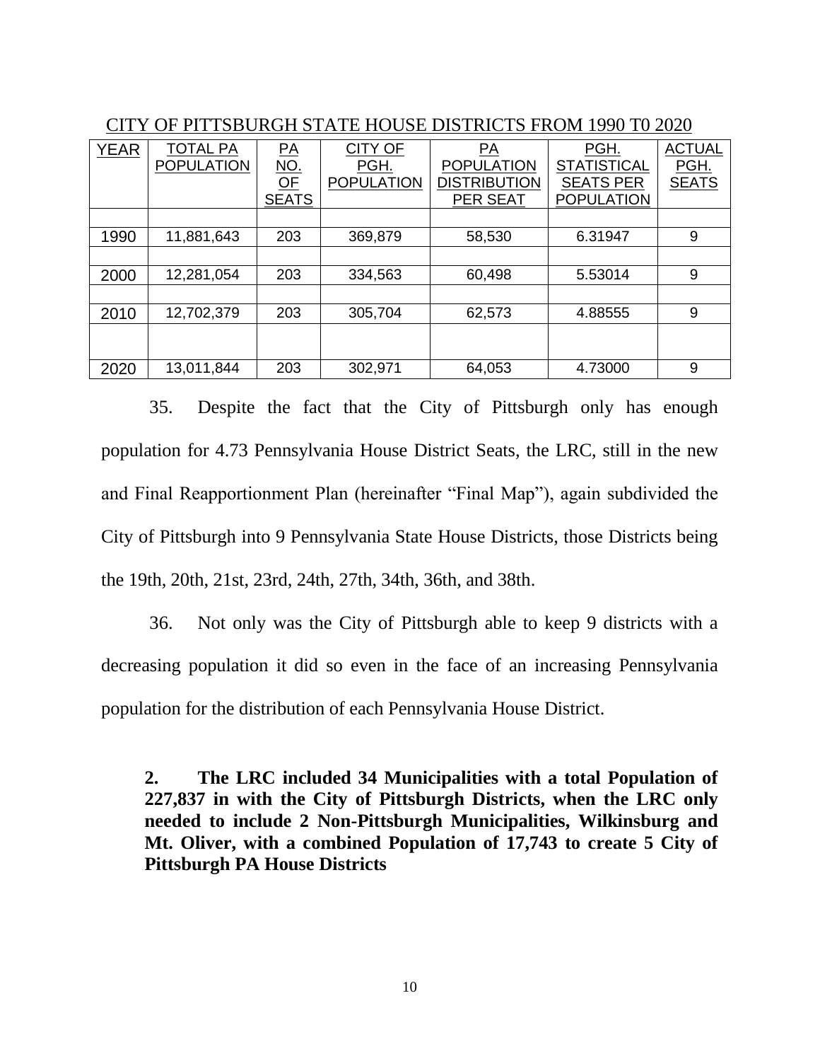CITY OF PITTSBURGH STATE HOUSE DISTRICTS FROM 1990 T0 2020

| YEAR | TOTAL PA POPULATION | PA NO. OF SEATS | CITY OF PGH. POPULATION | PA POPULATION DISTRIBUTION PER SEAT | PGH. STATISTICAL SEATS PER POPULATION | ACTUAL PGH. SEATS |
|---|---|---|---|---|---|---|
| | | | | | | |
| 1990 | 11,881,643 | 203 | 369,879 | 58,530 | 6.31947 | 9 |
| | | | | | | |
| 2000 | 12,281,054 | 203 | 334,563 | 60,498 | 5.53014 | 9 |
| | | | | | | |
| 2010 | 12,702,379 | 203 | 305,704 | 62,573 | 4.88555 | 9 |
| | | | | | | |
| 2020 | 13,011,844 | 203 | 302,971 | 64,053 | 4.73000 | 9 |

35. Despite the fact that the City of Pittsburgh only has enough population for 4.73 Pennsylvania House District Seats, the LRC, still in the new and Final Reapportionment Plan (hereinafter "Final Map"), again subdivided the City of Pittsburgh into 9 Pennsylvania State House Districts, those Districts being the 19th, 20th, 21st, 23rd, 24th, 27th, 34th, 36th, and 38th.

36. Not only was the City of Pittsburgh able to keep 9 districts with a decreasing population it did so even in the face of an increasing Pennsylvania population for the distribution of each Pennsylvania House District.

**2. The LRC included 34 Municipalities with a total Population of 227,837 in with the City of Pittsburgh Districts, when the LRC only needed to include 2 Non-Pittsburgh Municipalities, Wilkinsburg and Mt. Oliver, with a combined Population of 17,743 to create 5 City of Pittsburgh PA House Districts**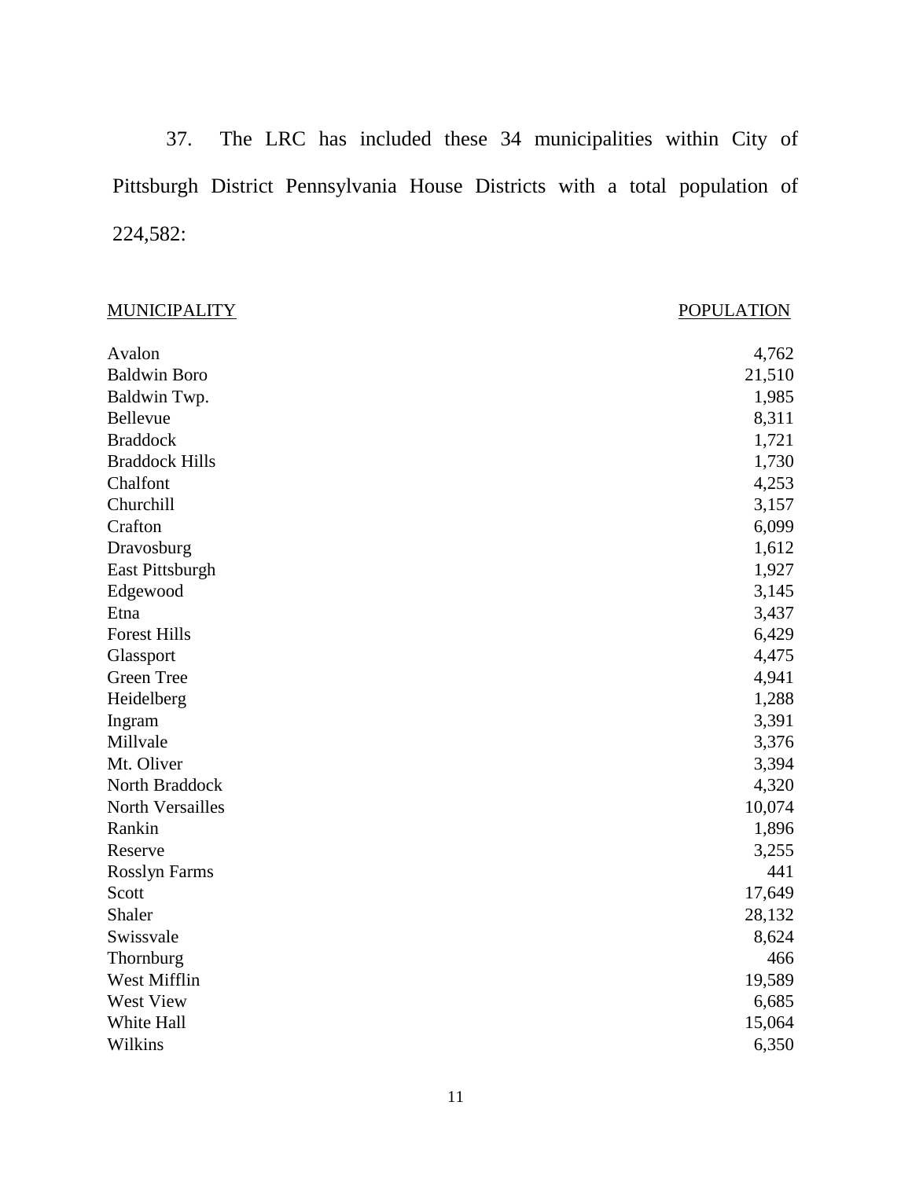37. The LRC has included these 34 municipalities within City of Pittsburgh District Pennsylvania House Districts with a total population of 224,582:

| MUNICIPALITY | POPULATION |
|---|---|
| Avalon | 4,762 |
| Baldwin Boro | 21,510 |
| Baldwin Twp. | 1,985 |
| Bellevue | 8,311 |
| Braddock | 1,721 |
| Braddock Hills | 1,730 |
| Chalfont | 4,253 |
| Churchill | 3,157 |
| Crafton | 6,099 |
| Dravosburg | 1,612 |
| East Pittsburgh | 1,927 |
| Edgewood | 3,145 |
| Etna | 3,437 |
| Forest Hills | 6,429 |
| Glassport | 4,475 |
| Green Tree | 4,941 |
| Heidelberg | 1,288 |
| Ingram | 3,391 |
| Millvale | 3,376 |
| Mt. Oliver | 3,394 |
| North Braddock | 4,320 |
| North Versailles | 10,074 |
| Rankin | 1,896 |
| Reserve | 3,255 |
| Rosslyn Farms | 441 |
| Scott | 17,649 |
| Shaler | 28,132 |
| Swissvale | 8,624 |
| Thornburg | 466 |
| West Mifflin | 19,589 |
| West View | 6,685 |
| White Hall | 15,064 |
| Wilkins | 6,350 |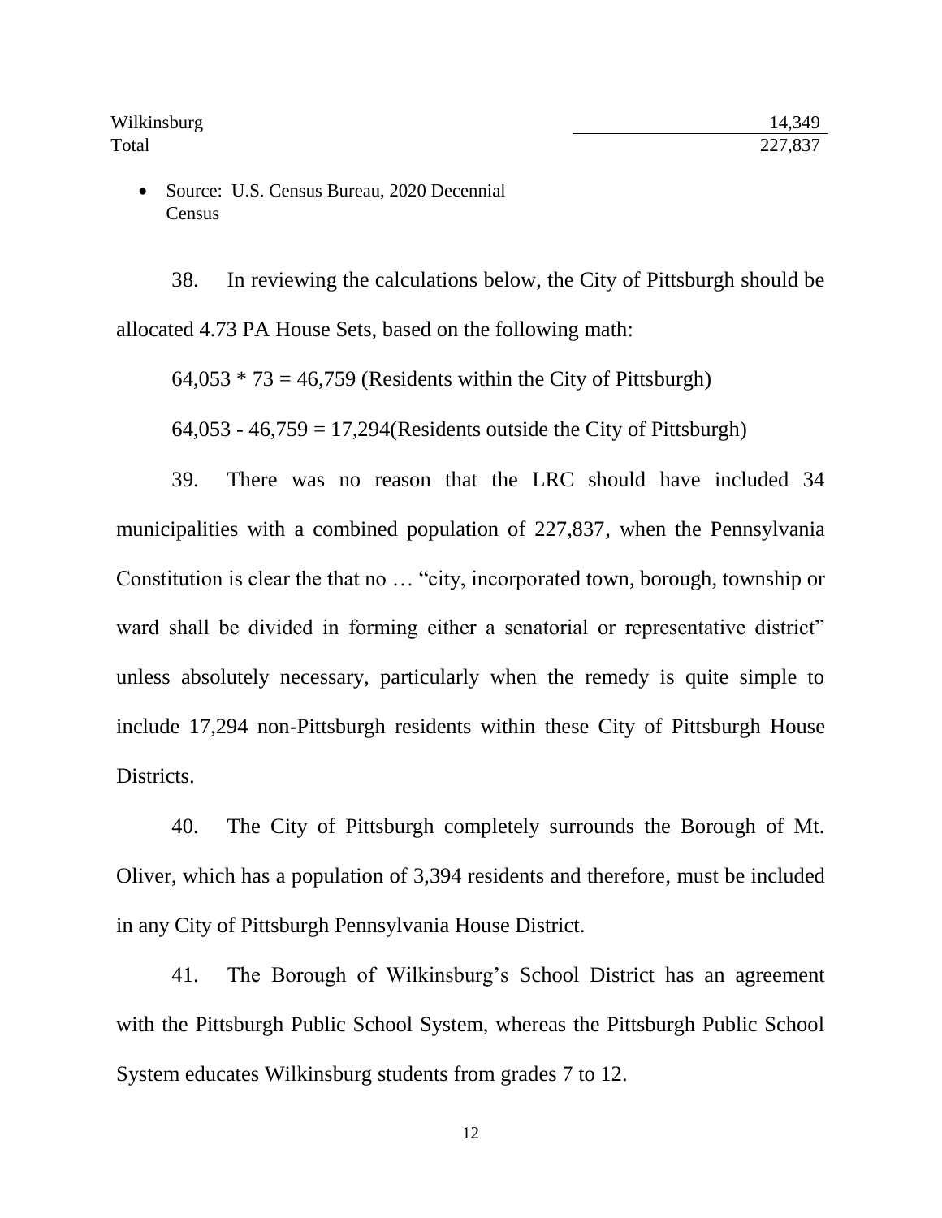| | |
|---|---|
| Wilkinsburg | 14,349 |
| Total | 227,837 |

- Source: U.S. Census Bureau, 2020 Decennial Census

38. In reviewing the calculations below, the City of Pittsburgh should be allocated 4.73 PA House Sets, based on the following math:

64,053 * 73 = 46,759 (Residents within the City of Pittsburgh)

64,053 - 46,759 = 17,294(Residents outside the City of Pittsburgh)

39. There was no reason that the LRC should have included 34 municipalities with a combined population of 227,837, when the Pennsylvania Constitution is clear the that no … "city, incorporated town, borough, township or ward shall be divided in forming either a senatorial or representative district" unless absolutely necessary, particularly when the remedy is quite simple to include 17,294 non-Pittsburgh residents within these City of Pittsburgh House Districts.

40. The City of Pittsburgh completely surrounds the Borough of Mt. Oliver, which has a population of 3,394 residents and therefore, must be included in any City of Pittsburgh Pennsylvania House District.

41. The Borough of Wilkinsburg's School District has an agreement with the Pittsburgh Public School System, whereas the Pittsburgh Public School System educates Wilkinsburg students from grades 7 to 12.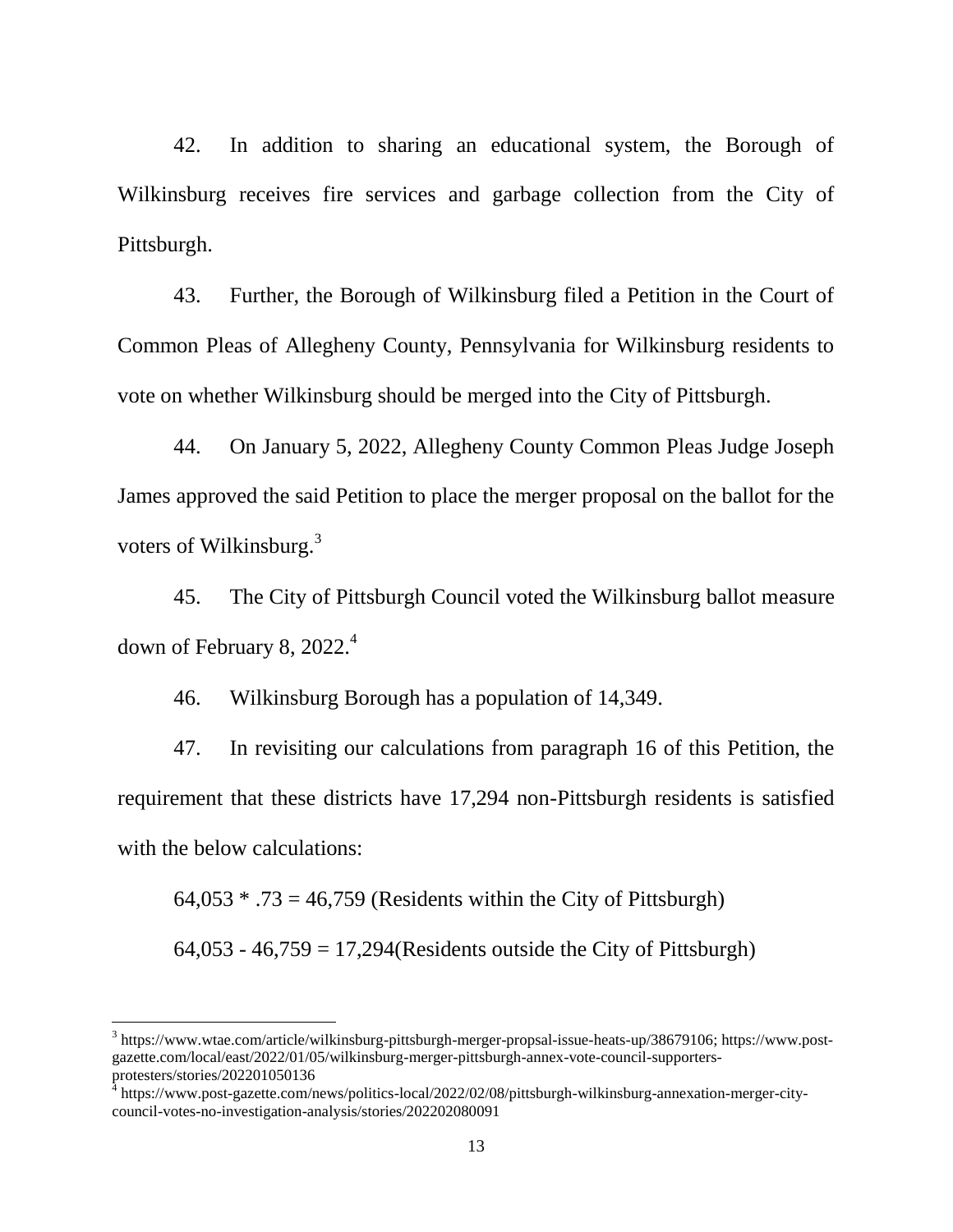42. In addition to sharing an educational system, the Borough of Wilkinsburg receives fire services and garbage collection from the City of Pittsburgh.

43. Further, the Borough of Wilkinsburg filed a Petition in the Court of Common Pleas of Allegheny County, Pennsylvania for Wilkinsburg residents to vote on whether Wilkinsburg should be merged into the City of Pittsburgh.

44. On January 5, 2022, Allegheny County Common Pleas Judge Joseph James approved the said Petition to place the merger proposal on the ballot for the voters of Wilkinsburg.[3]

45. The City of Pittsburgh Council voted the Wilkinsburg ballot measure down of February 8, 2022.[4]

46. Wilkinsburg Borough has a population of 14,349.

47. In revisiting our calculations from paragraph 16 of this Petition, the requirement that these districts have 17,294 non-Pittsburgh residents is satisfied with the below calculations:

64,053 * .73 = 46,759 (Residents within the City of Pittsburgh)

64,053 - 46,759 = 17,294(Residents outside the City of Pittsburgh)

---

[3] https://www.wtae.com/article/wilkinsburg-pittsburgh-merger-propsal-issue-heats-up/38679106; https://www.post-gazette.com/local/east/2022/01/05/wilkinsburg-merger-pittsburgh-annex-vote-council-supporters-protesters/stories/202201050136

[4] https://www.post-gazette.com/news/politics-local/2022/02/08/pittsburgh-wilkinsburg-annexation-merger-city-council-votes-no-investigation-analysis/stories/202202080091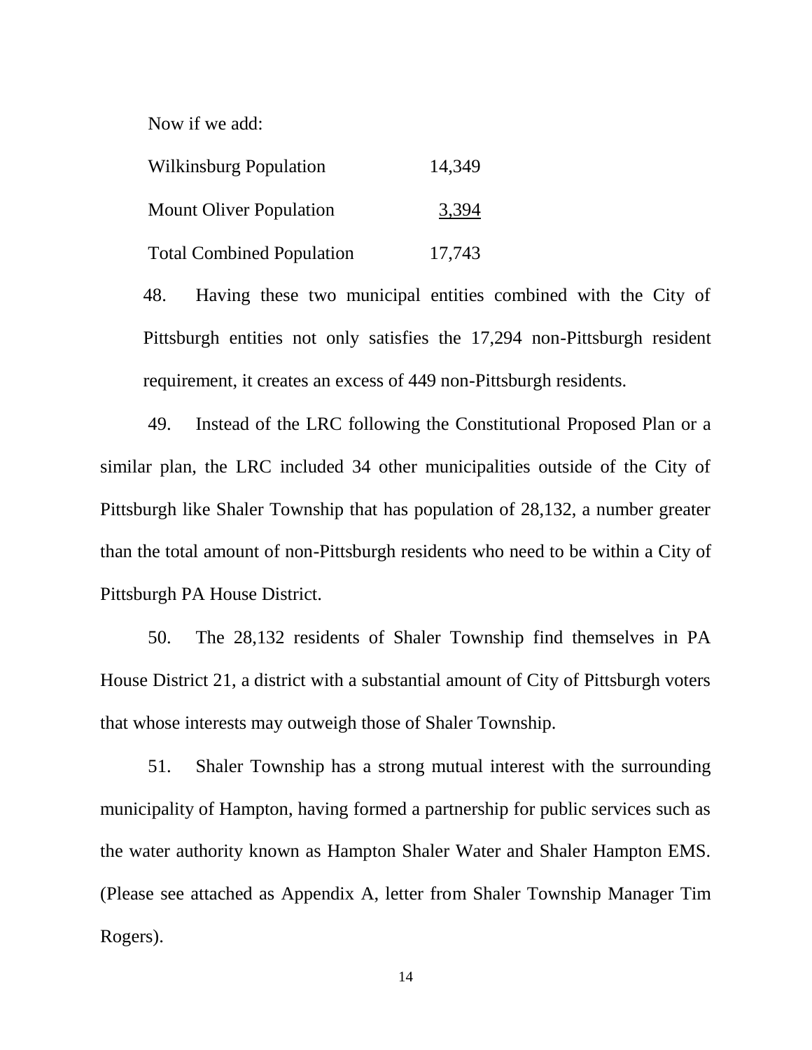Now if we add:

| | |
|---|---|
| Wilkinsburg Population | 14,349 |
| Mount Oliver Population | 3,394 |
| Total Combined Population | 17,743 |

48. Having these two municipal entities combined with the City of Pittsburgh entities not only satisfies the 17,294 non-Pittsburgh resident requirement, it creates an excess of 449 non-Pittsburgh residents.

49. Instead of the LRC following the Constitutional Proposed Plan or a similar plan, the LRC included 34 other municipalities outside of the City of Pittsburgh like Shaler Township that has population of 28,132, a number greater than the total amount of non-Pittsburgh residents who need to be within a City of Pittsburgh PA House District.

50. The 28,132 residents of Shaler Township find themselves in PA House District 21, a district with a substantial amount of City of Pittsburgh voters that whose interests may outweigh those of Shaler Township.

51. Shaler Township has a strong mutual interest with the surrounding municipality of Hampton, having formed a partnership for public services such as the water authority known as Hampton Shaler Water and Shaler Hampton EMS. (Please see attached as Appendix A, letter from Shaler Township Manager Tim Rogers).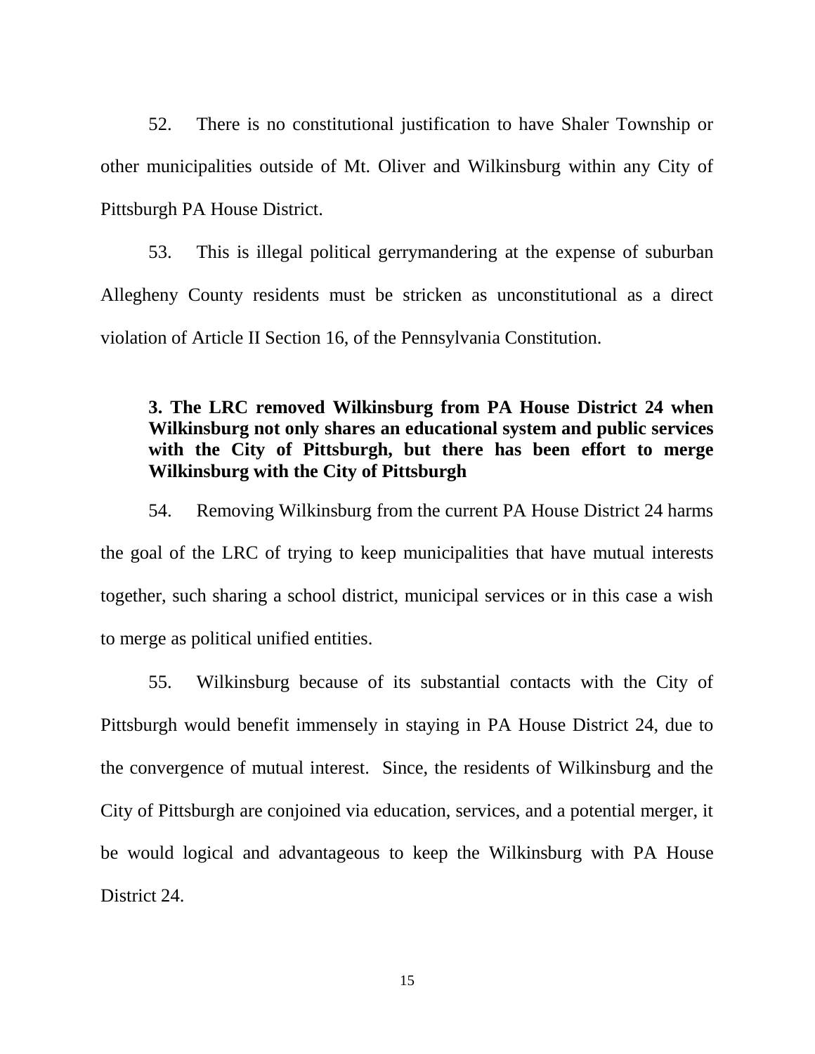52. There is no constitutional justification to have Shaler Township or other municipalities outside of Mt. Oliver and Wilkinsburg within any City of Pittsburgh PA House District.

53. This is illegal political gerrymandering at the expense of suburban Allegheny County residents must be stricken as unconstitutional as a direct violation of Article II Section 16, of the Pennsylvania Constitution.

**3. The LRC removed Wilkinsburg from PA House District 24 when Wilkinsburg not only shares an educational system and public services with the City of Pittsburgh, but there has been effort to merge Wilkinsburg with the City of Pittsburgh**

54. Removing Wilkinsburg from the current PA House District 24 harms the goal of the LRC of trying to keep municipalities that have mutual interests together, such sharing a school district, municipal services or in this case a wish to merge as political unified entities.

55. Wilkinsburg because of its substantial contacts with the City of Pittsburgh would benefit immensely in staying in PA House District 24, due to the convergence of mutual interest. Since, the residents of Wilkinsburg and the City of Pittsburgh are conjoined via education, services, and a potential merger, it be would logical and advantageous to keep the Wilkinsburg with PA House District 24.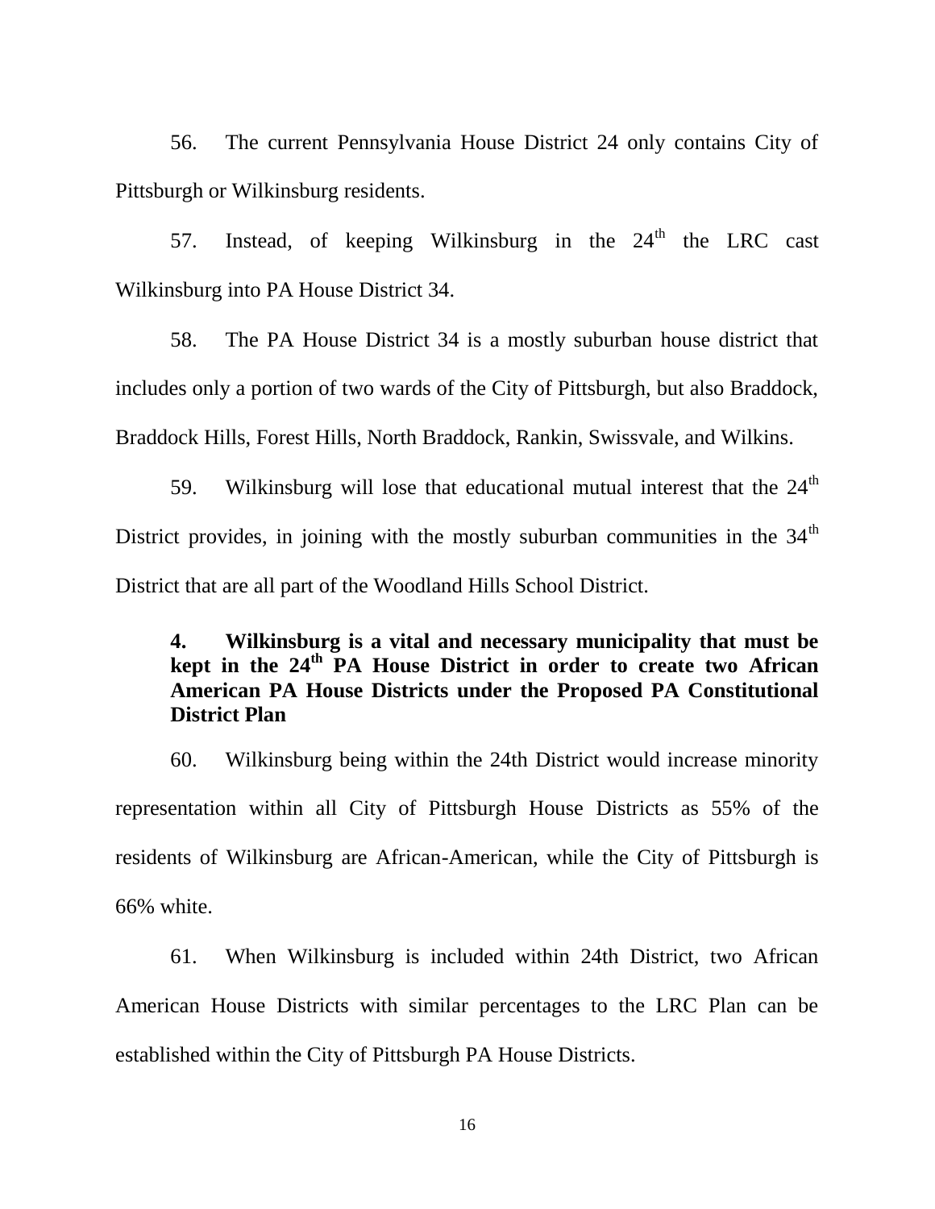56. The current Pennsylvania House District 24 only contains City of Pittsburgh or Wilkinsburg residents.

57. Instead, of keeping Wilkinsburg in the $24^{th}$ the LRC cast Wilkinsburg into PA House District 34.

58. The PA House District 34 is a mostly suburban house district that includes only a portion of two wards of the City of Pittsburgh, but also Braddock, Braddock Hills, Forest Hills, North Braddock, Rankin, Swissvale, and Wilkins.

59. Wilkinsburg will lose that educational mutual interest that the $24^{th}$ District provides, in joining with the mostly suburban communities in the $34^{th}$ District that are all part of the Woodland Hills School District.

**4. Wilkinsburg is a vital and necessary municipality that must be kept in the $24^{th}$ PA House District in order to create two African American PA House Districts under the Proposed PA Constitutional District Plan**

60. Wilkinsburg being within the 24th District would increase minority representation within all City of Pittsburgh House Districts as 55% of the residents of Wilkinsburg are African-American, while the City of Pittsburgh is 66% white.

61. When Wilkinsburg is included within 24th District, two African American House Districts with similar percentages to the LRC Plan can be established within the City of Pittsburgh PA House Districts.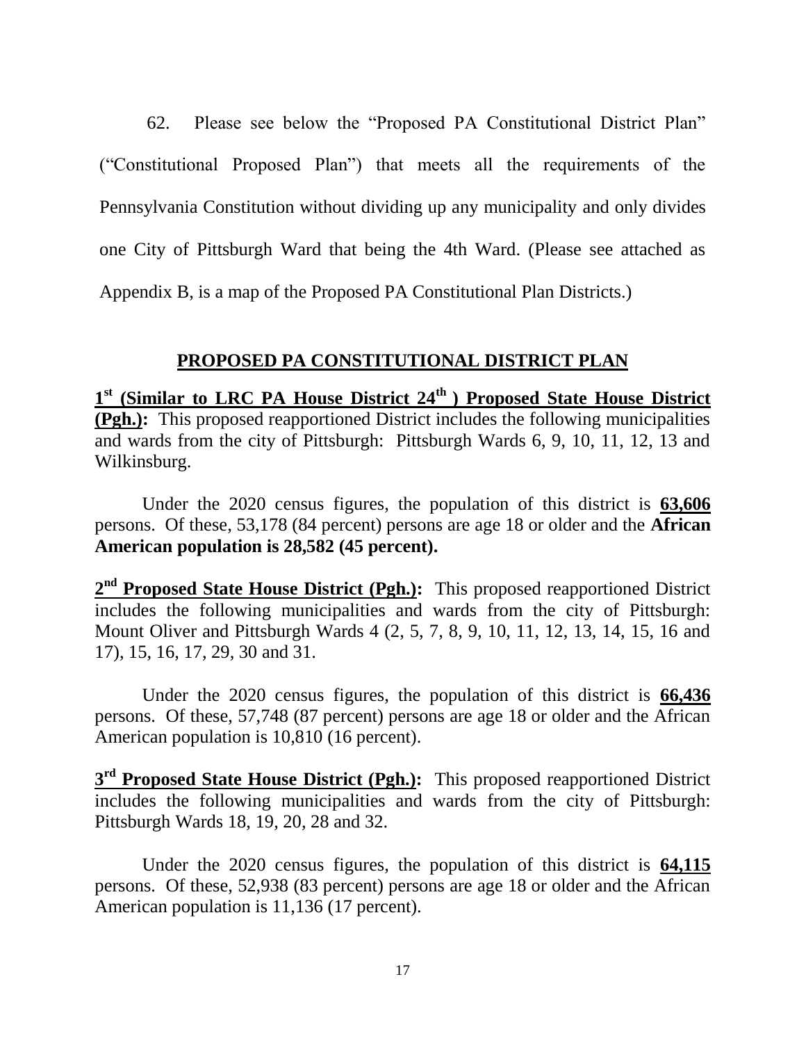62. Please see below the "Proposed PA Constitutional District Plan" ("Constitutional Proposed Plan") that meets all the requirements of the Pennsylvania Constitution without dividing up any municipality and only divides one City of Pittsburgh Ward that being the 4th Ward. (Please see attached as Appendix B, is a map of the Proposed PA Constitutional Plan Districts.)

## PROPOSED PA CONSTITUTIONAL DISTRICT PLAN

**1st (Similar to LRC PA House District 24th ) Proposed State House District (Pgh.):** This proposed reapportioned District includes the following municipalities and wards from the city of Pittsburgh: Pittsburgh Wards 6, 9, 10, 11, 12, 13 and Wilkinsburg.

Under the 2020 census figures, the population of this district is **63,606** persons. Of these, 53,178 (84 percent) persons are age 18 or older and the **African American population is 28,582 (45 percent).**

**2nd Proposed State House District (Pgh.):** This proposed reapportioned District includes the following municipalities and wards from the city of Pittsburgh: Mount Oliver and Pittsburgh Wards 4 (2, 5, 7, 8, 9, 10, 11, 12, 13, 14, 15, 16 and 17), 15, 16, 17, 29, 30 and 31.

Under the 2020 census figures, the population of this district is **66,436** persons. Of these, 57,748 (87 percent) persons are age 18 or older and the African American population is 10,810 (16 percent).

**3rd Proposed State House District (Pgh.):** This proposed reapportioned District includes the following municipalities and wards from the city of Pittsburgh: Pittsburgh Wards 18, 19, 20, 28 and 32.

Under the 2020 census figures, the population of this district is **64,115** persons. Of these, 52,938 (83 percent) persons are age 18 or older and the African American population is 11,136 (17 percent).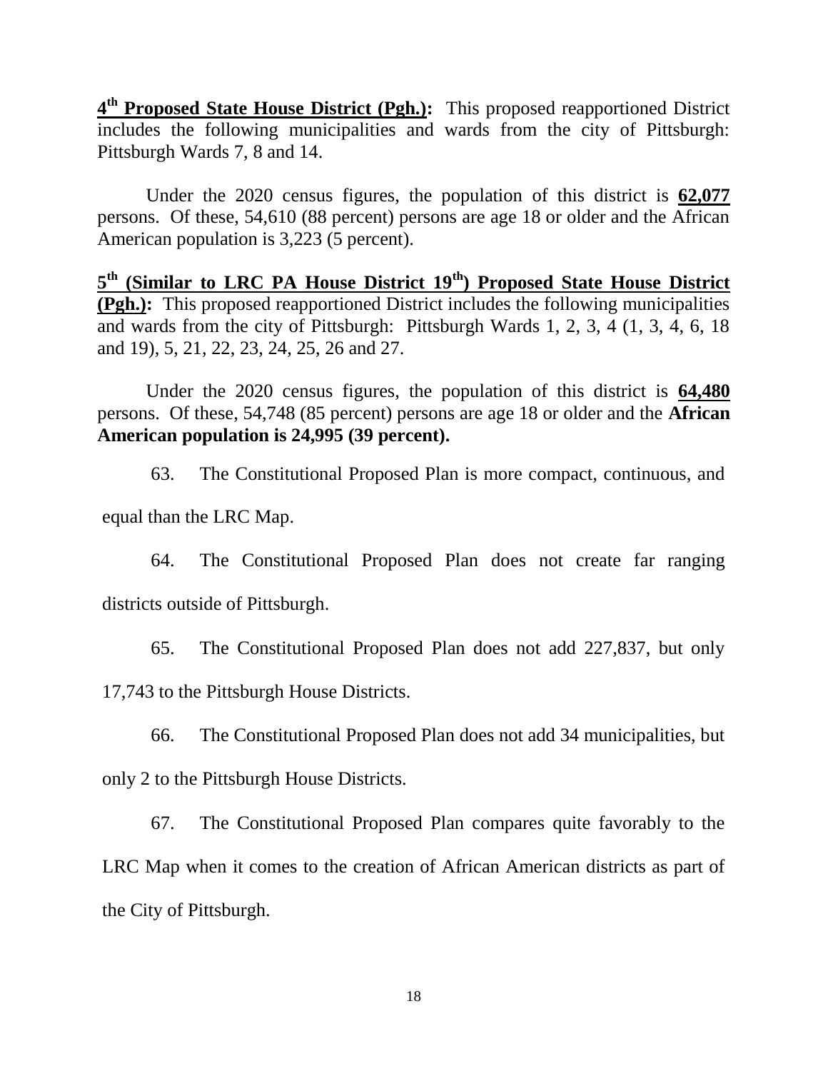**<u>4th Proposed State House District (Pgh.)</u>:** This proposed reapportioned District includes the following municipalities and wards from the city of Pittsburgh: Pittsburgh Wards 7, 8 and 14.

Under the 2020 census figures, the population of this district is **<u>62,077</u>** persons. Of these, 54,610 (88 percent) persons are age 18 or older and the African American population is 3,223 (5 percent).

**<u>5th (Similar to LRC PA House District 19th) Proposed State House District (Pgh.)</u>:** This proposed reapportioned District includes the following municipalities and wards from the city of Pittsburgh: Pittsburgh Wards 1, 2, 3, 4 (1, 3, 4, 6, 18 and 19), 5, 21, 22, 23, 24, 25, 26 and 27.

Under the 2020 census figures, the population of this district is **<u>64,480</u>** persons. Of these, 54,748 (85 percent) persons are age 18 or older and the **African American population is 24,995 (39 percent).**

63. The Constitutional Proposed Plan is more compact, continuous, and equal than the LRC Map.

64. The Constitutional Proposed Plan does not create far ranging districts outside of Pittsburgh.

65. The Constitutional Proposed Plan does not add 227,837, but only 17,743 to the Pittsburgh House Districts.

66. The Constitutional Proposed Plan does not add 34 municipalities, but only 2 to the Pittsburgh House Districts.

67. The Constitutional Proposed Plan compares quite favorably to the LRC Map when it comes to the creation of African American districts as part of the City of Pittsburgh.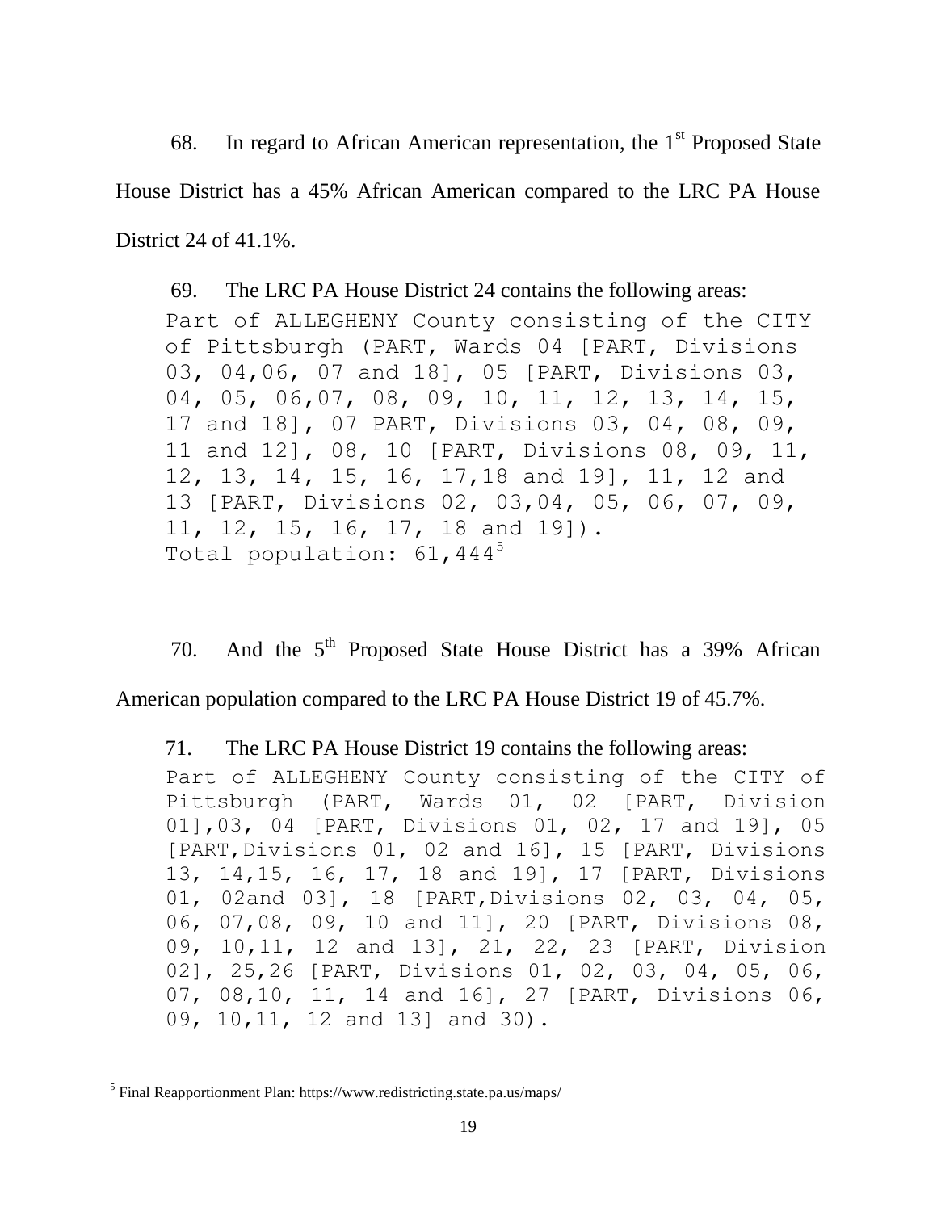68. In regard to African American representation, the 1st Proposed State House District has a 45% African American compared to the LRC PA House District 24 of 41.1%.

69. The LRC PA House District 24 contains the following areas:

```
Part of ALLEGHENY County consisting of the CITY
of Pittsburgh (PART, Wards 04 [PART, Divisions
03, 04,06, 07 and 18], 05 [PART, Divisions 03,
04, 05, 06,07, 08, 09, 10, 11, 12, 13, 14, 15,
17 and 18], 07 PART, Divisions 03, 04, 08, 09,
11 and 12], 08, 10 [PART, Divisions 08, 09, 11,
12, 13, 14, 15, 16, 17,18 and 19], 11, 12 and
13 [PART, Divisions 02, 03,04, 05, 06, 07, 09,
11, 12, 15, 16, 17, 18 and 19]).
Total population: 61,444[5]
```

70. And the 5th Proposed State House District has a 39% African American population compared to the LRC PA House District 19 of 45.7%.

71. The LRC PA House District 19 contains the following areas:

```
Part of ALLEGHENY County consisting of the CITY of
Pittsburgh (PART, Wards 01, 02 [PART, Division
01],03, 04 [PART, Divisions 01, 02, 17 and 19], 05
[PART,Divisions 01, 02 and 16], 15 [PART, Divisions
13, 14,15, 16, 17, 18 and 19], 17 [PART, Divisions
01, 02and 03], 18 [PART,Divisions 02, 03, 04, 05,
06, 07,08, 09, 10 and 11], 20 [PART, Divisions 08,
09, 10,11, 12 and 13], 21, 22, 23 [PART, Division
02], 25,26 [PART, Divisions 01, 02, 03, 04, 05, 06,
07, 08,10, 11, 14 and 16], 27 [PART, Divisions 06,
09, 10,11, 12 and 13] and 30).
```

---

[5] Final Reapportionment Plan: https://www.redistricting.state.pa.us/maps/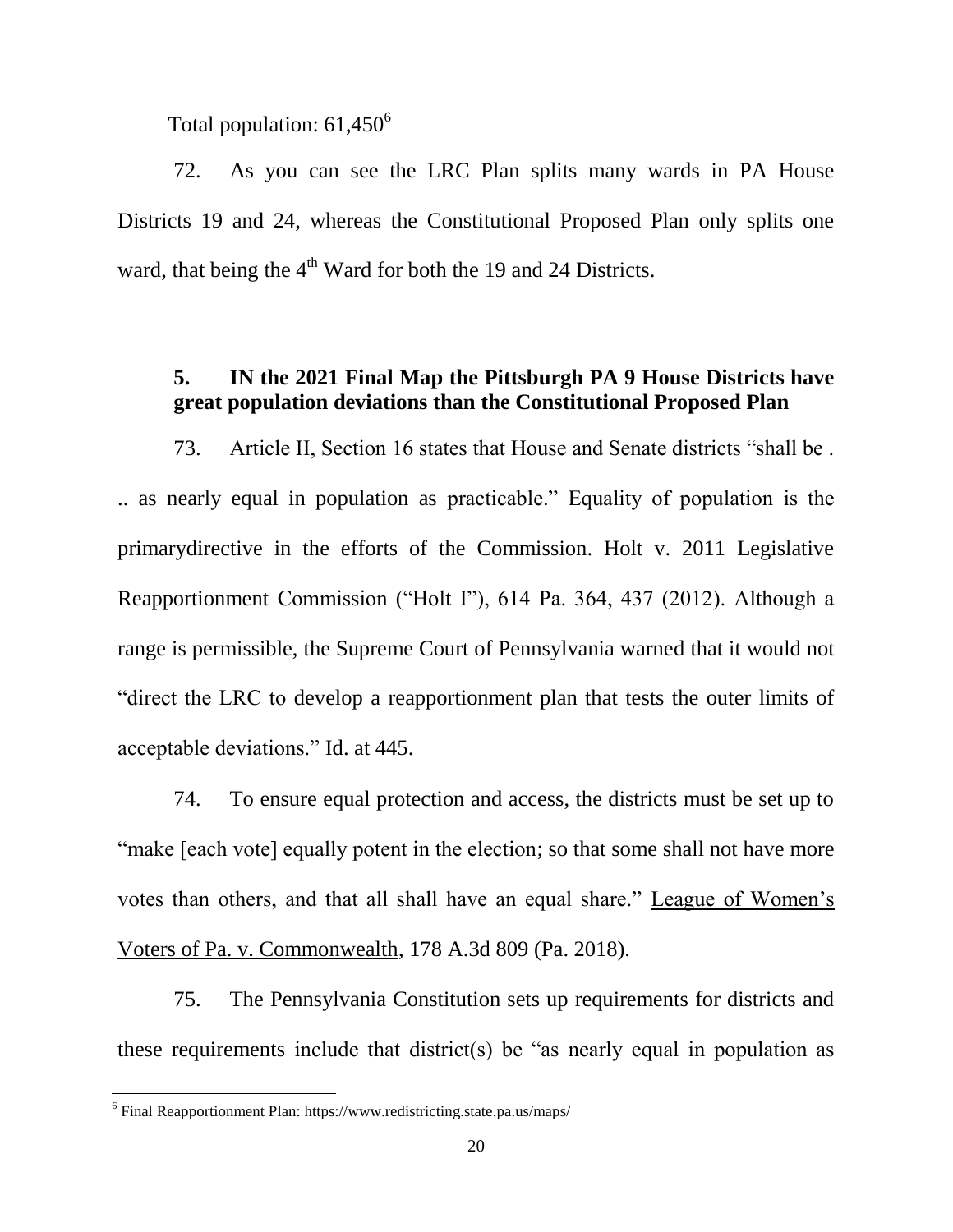Total population: 61,450[6]

72. As you can see the LRC Plan splits many wards in PA House Districts 19 and 24, whereas the Constitutional Proposed Plan only splits one ward, that being the 4th Ward for both the 19 and 24 Districts.

**5. IN the 2021 Final Map the Pittsburgh PA 9 House Districts have great population deviations than the Constitutional Proposed Plan**

73. Article II, Section 16 states that House and Senate districts "shall be . .. as nearly equal in population as practicable." Equality of population is the primarydirective in the efforts of the Commission. Holt v. 2011 Legislative Reapportionment Commission ("Holt I"), 614 Pa. 364, 437 (2012). Although a range is permissible, the Supreme Court of Pennsylvania warned that it would not "direct the LRC to develop a reapportionment plan that tests the outer limits of acceptable deviations." Id. at 445.

74. To ensure equal protection and access, the districts must be set up to "make [each vote] equally potent in the election; so that some shall not have more votes than others, and that all shall have an equal share." League of Women's Voters of Pa. v. Commonwealth, 178 A.3d 809 (Pa. 2018).

75. The Pennsylvania Constitution sets up requirements for districts and these requirements include that district(s) be "as nearly equal in population as

[6] Final Reapportionment Plan: https://www.redistricting.state.pa.us/maps/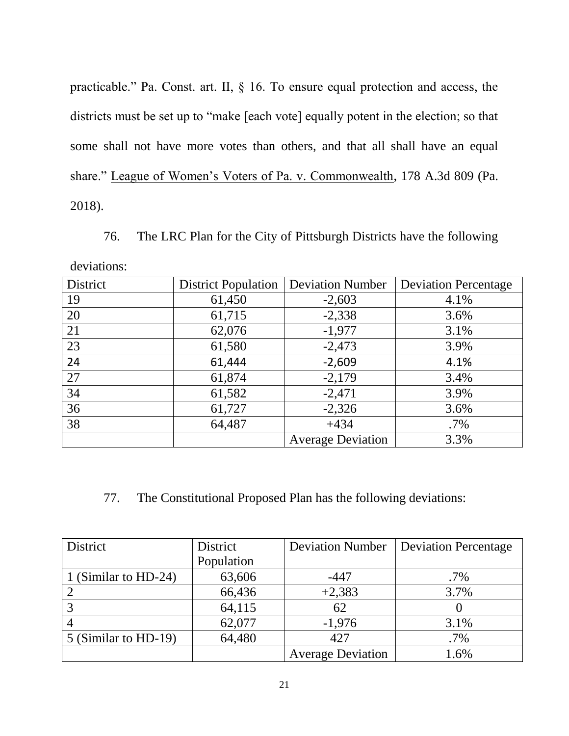practicable." Pa. Const. art. II, § 16. To ensure equal protection and access, the districts must be set up to "make [each vote] equally potent in the election; so that some shall not have more votes than others, and that all shall have an equal share." League of Women's Voters of Pa. v. Commonwealth, 178 A.3d 809 (Pa. 2018).

76. The LRC Plan for the City of Pittsburgh Districts have the following deviations:

| District | District Population | Deviation Number | Deviation Percentage |
|---|---|---|---|
| 19 | 61,450 | -2,603 | 4.1% |
| 20 | 61,715 | -2,338 | 3.6% |
| 21 | 62,076 | -1,977 | 3.1% |
| 23 | 61,580 | -2,473 | 3.9% |
| 24 | 61,444 | -2,609 | 4.1% |
| 27 | 61,874 | -2,179 | 3.4% |
| 34 | 61,582 | -2,471 | 3.9% |
| 36 | 61,727 | -2,326 | 3.6% |
| 38 | 64,487 | +434 | .7% |
| | | Average Deviation | 3.3% |

77. The Constitutional Proposed Plan has the following deviations:

| District | District Population | Deviation Number | Deviation Percentage |
|---|---|---|---|
| 1 (Similar to HD-24) | 63,606 | -447 | .7% |
| 2 | 66,436 | +2,383 | 3.7% |
| 3 | 64,115 | 62 | 0 |
| 4 | 62,077 | -1,976 | 3.1% |
| 5 (Similar to HD-19) | 64,480 | 427 | .7% |
| | | Average Deviation | 1.6% |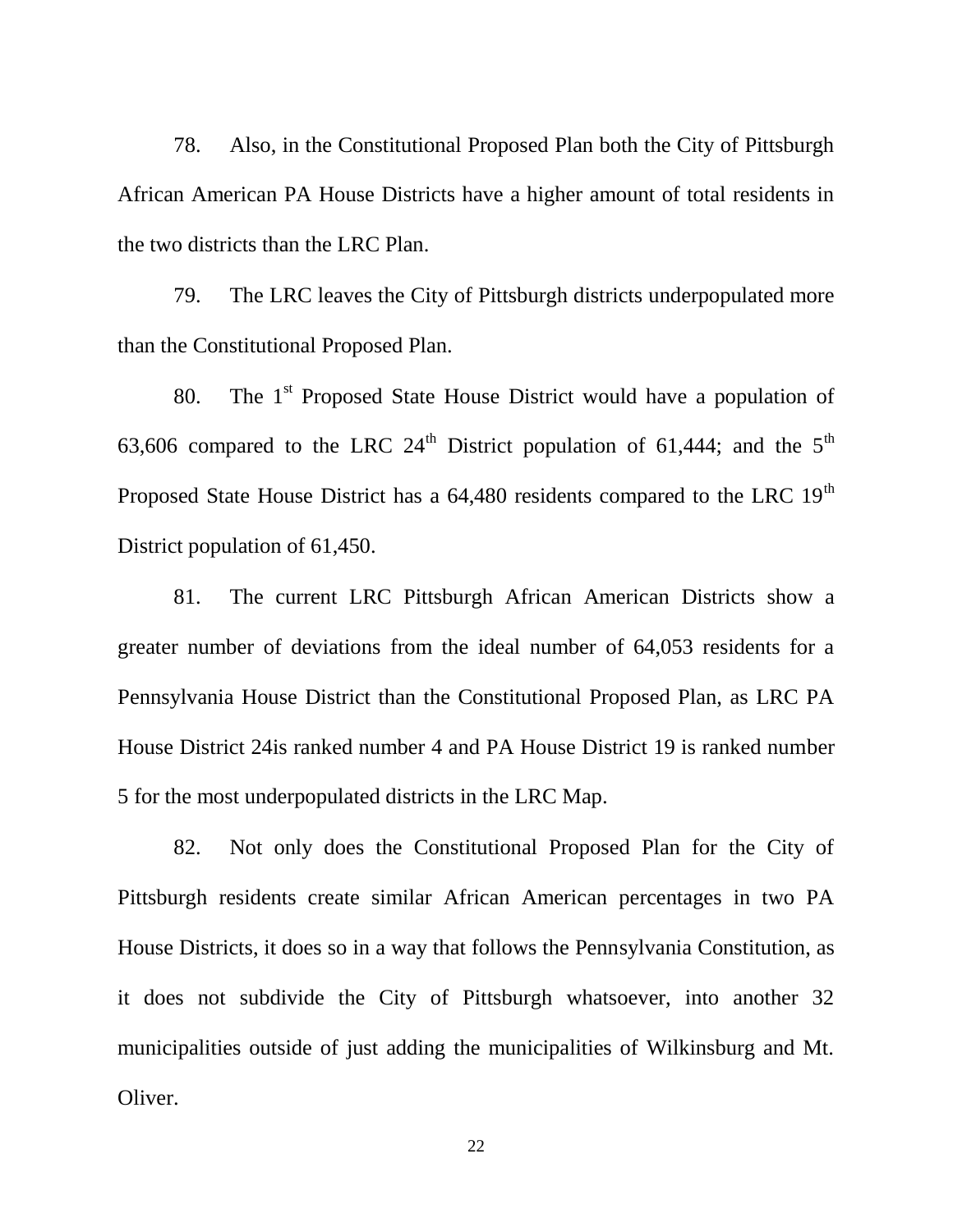78. Also, in the Constitutional Proposed Plan both the City of Pittsburgh African American PA House Districts have a higher amount of total residents in the two districts than the LRC Plan.

79. The LRC leaves the City of Pittsburgh districts underpopulated more than the Constitutional Proposed Plan.

80. The 1st Proposed State House District would have a population of 63,606 compared to the LRC 24th District population of 61,444; and the 5th Proposed State House District has a 64,480 residents compared to the LRC 19th District population of 61,450.

81. The current LRC Pittsburgh African American Districts show a greater number of deviations from the ideal number of 64,053 residents for a Pennsylvania House District than the Constitutional Proposed Plan, as LRC PA House District 24is ranked number 4 and PA House District 19 is ranked number 5 for the most underpopulated districts in the LRC Map.

82. Not only does the Constitutional Proposed Plan for the City of Pittsburgh residents create similar African American percentages in two PA House Districts, it does so in a way that follows the Pennsylvania Constitution, as it does not subdivide the City of Pittsburgh whatsoever, into another 32 municipalities outside of just adding the municipalities of Wilkinsburg and Mt. Oliver.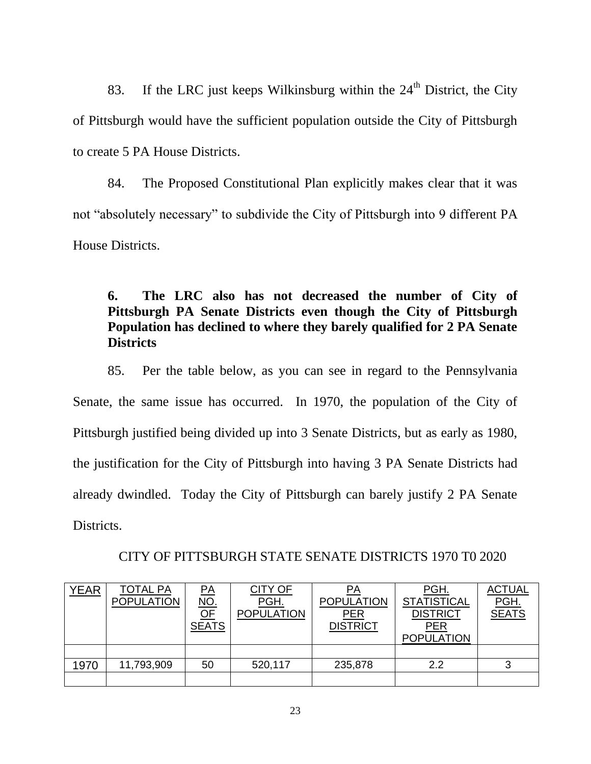83. If the LRC just keeps Wilkinsburg within the 24th District, the City of Pittsburgh would have the sufficient population outside the City of Pittsburgh to create 5 PA House Districts.

84. The Proposed Constitutional Plan explicitly makes clear that it was not "absolutely necessary" to subdivide the City of Pittsburgh into 9 different PA House Districts.

**6. The LRC also has not decreased the number of City of Pittsburgh PA Senate Districts even though the City of Pittsburgh Population has declined to where they barely qualified for 2 PA Senate Districts**

85. Per the table below, as you can see in regard to the Pennsylvania Senate, the same issue has occurred. In 1970, the population of the City of Pittsburgh justified being divided up into 3 Senate Districts, but as early as 1980, the justification for the City of Pittsburgh into having 3 PA Senate Districts had already dwindled. Today the City of Pittsburgh can barely justify 2 PA Senate Districts.

CITY OF PITTSBURGH STATE SENATE DISTRICTS 1970 T0 2020

| YEAR | TOTAL PA POPULATION | PA NO. OF SEATS | CITY OF PGH. POPULATION | PA POPULATION PER DISTRICT | PGH. STATISTICAL DISTRICT PER POPULATION | ACTUAL PGH. SEATS |
|---|---|---|---|---|---|---|
| | | | | | | |
| 1970 | 11,793,909 | 50 | 520,117 | 235,878 | 2.2 | 3 |
| | | | | | | |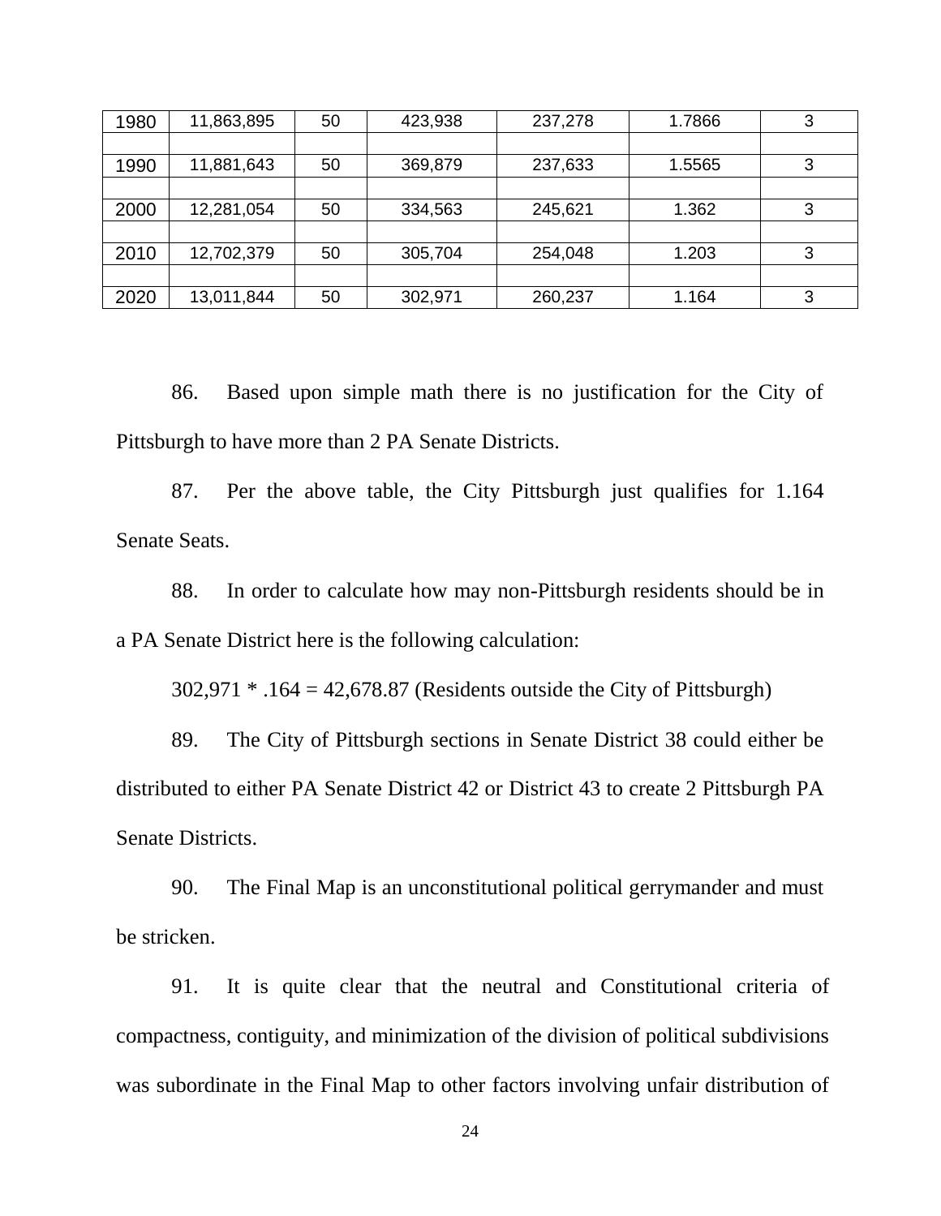| 1980 | 11,863,895 | 50 | 423,938 | 237,278 | 1.7866 | 3 |
|---|---|---|---|---|---|---|
| | | | | | | |
| 1990 | 11,881,643 | 50 | 369,879 | 237,633 | 1.5565 | 3 |
| | | | | | | |
| 2000 | 12,281,054 | 50 | 334,563 | 245,621 | 1.362 | 3 |
| | | | | | | |
| 2010 | 12,702,379 | 50 | 305,704 | 254,048 | 1.203 | 3 |
| | | | | | | |
| 2020 | 13,011,844 | 50 | 302,971 | 260,237 | 1.164 | 3 |

86. Based upon simple math there is no justification for the City of Pittsburgh to have more than 2 PA Senate Districts.

87. Per the above table, the City Pittsburgh just qualifies for 1.164 Senate Seats.

88. In order to calculate how may non-Pittsburgh residents should be in a PA Senate District here is the following calculation:

302,971 * .164 = 42,678.87 (Residents outside the City of Pittsburgh)

89. The City of Pittsburgh sections in Senate District 38 could either be distributed to either PA Senate District 42 or District 43 to create 2 Pittsburgh PA Senate Districts.

90. The Final Map is an unconstitutional political gerrymander and must be stricken.

91. It is quite clear that the neutral and Constitutional criteria of compactness, contiguity, and minimization of the division of political subdivisions was subordinate in the Final Map to other factors involving unfair distribution of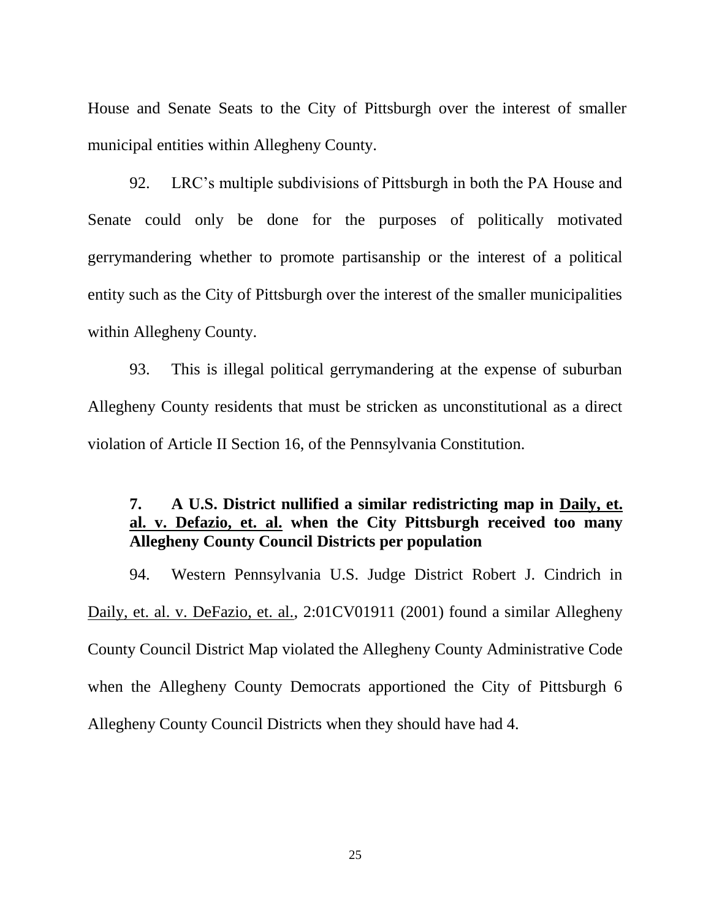House and Senate Seats to the City of Pittsburgh over the interest of smaller municipal entities within Allegheny County.

92. LRC's multiple subdivisions of Pittsburgh in both the PA House and Senate could only be done for the purposes of politically motivated gerrymandering whether to promote partisanship or the interest of a political entity such as the City of Pittsburgh over the interest of the smaller municipalities within Allegheny County.

93. This is illegal political gerrymandering at the expense of suburban Allegheny County residents that must be stricken as unconstitutional as a direct violation of Article II Section 16, of the Pennsylvania Constitution.

### 7. A U.S. District nullified a similar redistricting map in Daily, et. al. v. Defazio, et. al. when the City Pittsburgh received too many Allegheny County Council Districts per population

94. Western Pennsylvania U.S. Judge District Robert J. Cindrich in Daily, et. al. v. DeFazio, et. al., 2:01CV01911 (2001) found a similar Allegheny County Council District Map violated the Allegheny County Administrative Code when the Allegheny County Democrats apportioned the City of Pittsburgh 6 Allegheny County Council Districts when they should have had 4.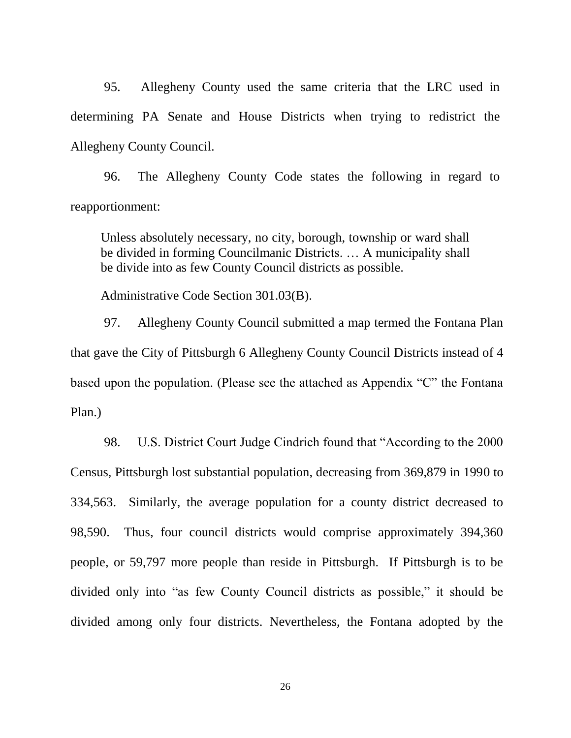95. Allegheny County used the same criteria that the LRC used in determining PA Senate and House Districts when trying to redistrict the Allegheny County Council.

96. The Allegheny County Code states the following in regard to reapportionment:

> Unless absolutely necessary, no city, borough, township or ward shall be divided in forming Councilmanic Districts. … A municipality shall be divide into as few County Council districts as possible.
>
> Administrative Code Section 301.03(B).

97. Allegheny County Council submitted a map termed the Fontana Plan that gave the City of Pittsburgh 6 Allegheny County Council Districts instead of 4 based upon the population. (Please see the attached as Appendix "C" the Fontana Plan.)

98. U.S. District Court Judge Cindrich found that "According to the 2000 Census, Pittsburgh lost substantial population, decreasing from 369,879 in 1990 to 334,563. Similarly, the average population for a county district decreased to 98,590. Thus, four council districts would comprise approximately 394,360 people, or 59,797 more people than reside in Pittsburgh. If Pittsburgh is to be divided only into "as few County Council districts as possible," it should be divided among only four districts. Nevertheless, the Fontana adopted by the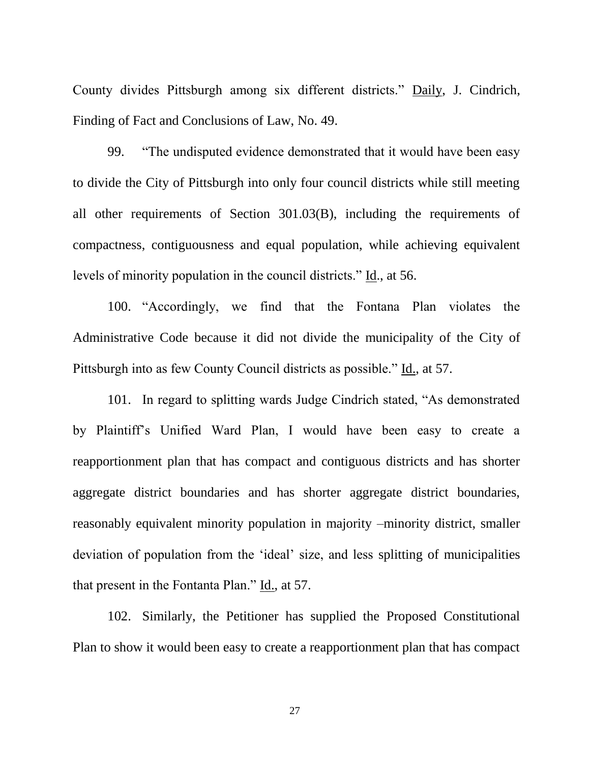County divides Pittsburgh among six different districts." Daily, J. Cindrich, Finding of Fact and Conclusions of Law, No. 49.

99. "The undisputed evidence demonstrated that it would have been easy to divide the City of Pittsburgh into only four council districts while still meeting all other requirements of Section 301.03(B), including the requirements of compactness, contiguousness and equal population, while achieving equivalent levels of minority population in the council districts." Id., at 56.

100. "Accordingly, we find that the Fontana Plan violates the Administrative Code because it did not divide the municipality of the City of Pittsburgh into as few County Council districts as possible." Id., at 57.

101. In regard to splitting wards Judge Cindrich stated, "As demonstrated by Plaintiff's Unified Ward Plan, I would have been easy to create a reapportionment plan that has compact and contiguous districts and has shorter aggregate district boundaries and has shorter aggregate district boundaries, reasonably equivalent minority population in majority –minority district, smaller deviation of population from the 'ideal' size, and less splitting of municipalities that present in the Fontanta Plan." Id., at 57.

102. Similarly, the Petitioner has supplied the Proposed Constitutional Plan to show it would been easy to create a reapportionment plan that has compact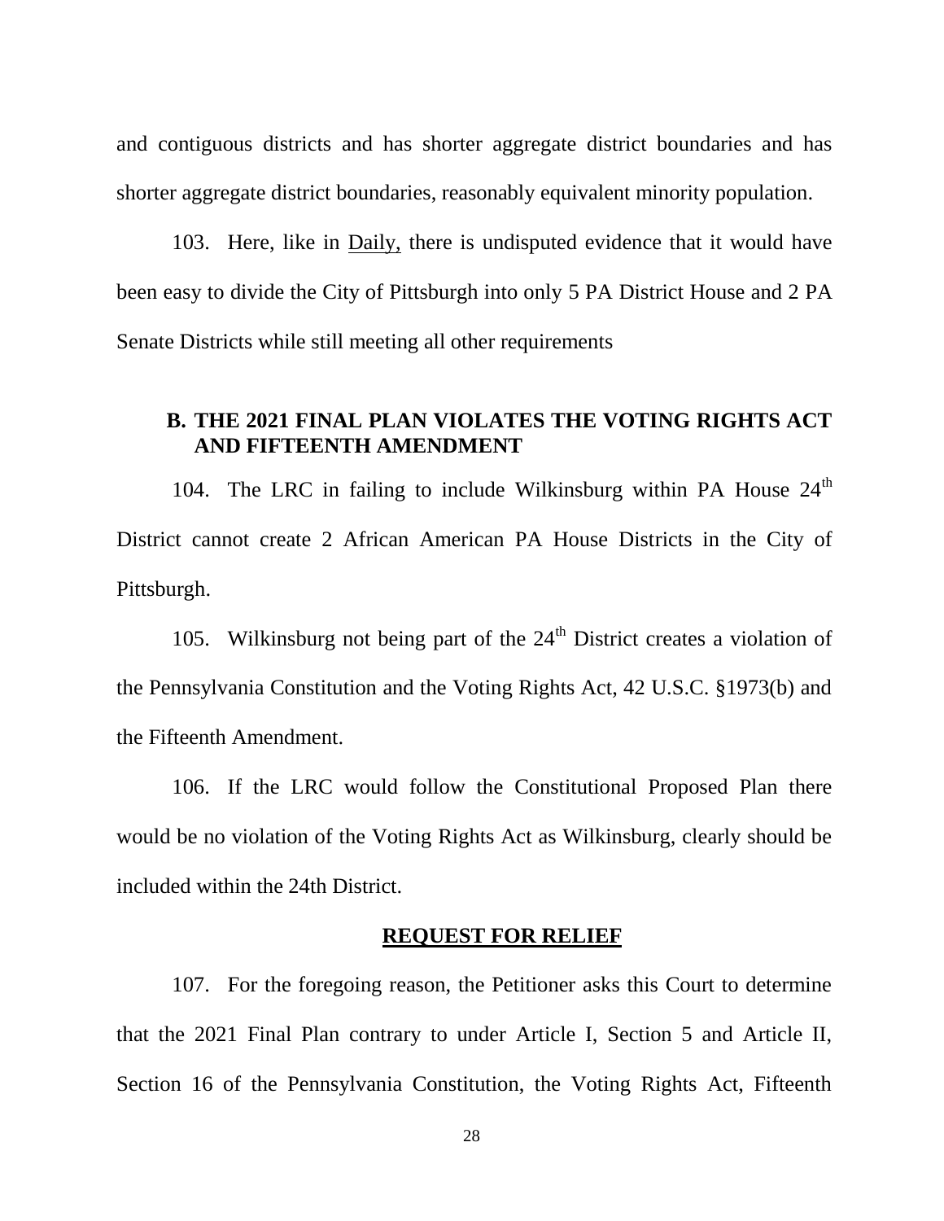and contiguous districts and has shorter aggregate district boundaries and has shorter aggregate district boundaries, reasonably equivalent minority population.

103. Here, like in Daily, there is undisputed evidence that it would have been easy to divide the City of Pittsburgh into only 5 PA District House and 2 PA Senate Districts while still meeting all other requirements

### B. THE 2021 FINAL PLAN VIOLATES THE VOTING RIGHTS ACT AND FIFTEENTH AMENDMENT

104. The LRC in failing to include Wilkinsburg within PA House 24th District cannot create 2 African American PA House Districts in the City of Pittsburgh.

105. Wilkinsburg not being part of the 24th District creates a violation of the Pennsylvania Constitution and the Voting Rights Act, 42 U.S.C. §1973(b) and the Fifteenth Amendment.

106. If the LRC would follow the Constitutional Proposed Plan there would be no violation of the Voting Rights Act as Wilkinsburg, clearly should be included within the 24th District.

## REQUEST FOR RELIEF

107. For the foregoing reason, the Petitioner asks this Court to determine that the 2021 Final Plan contrary to under Article I, Section 5 and Article II, Section 16 of the Pennsylvania Constitution, the Voting Rights Act, Fifteenth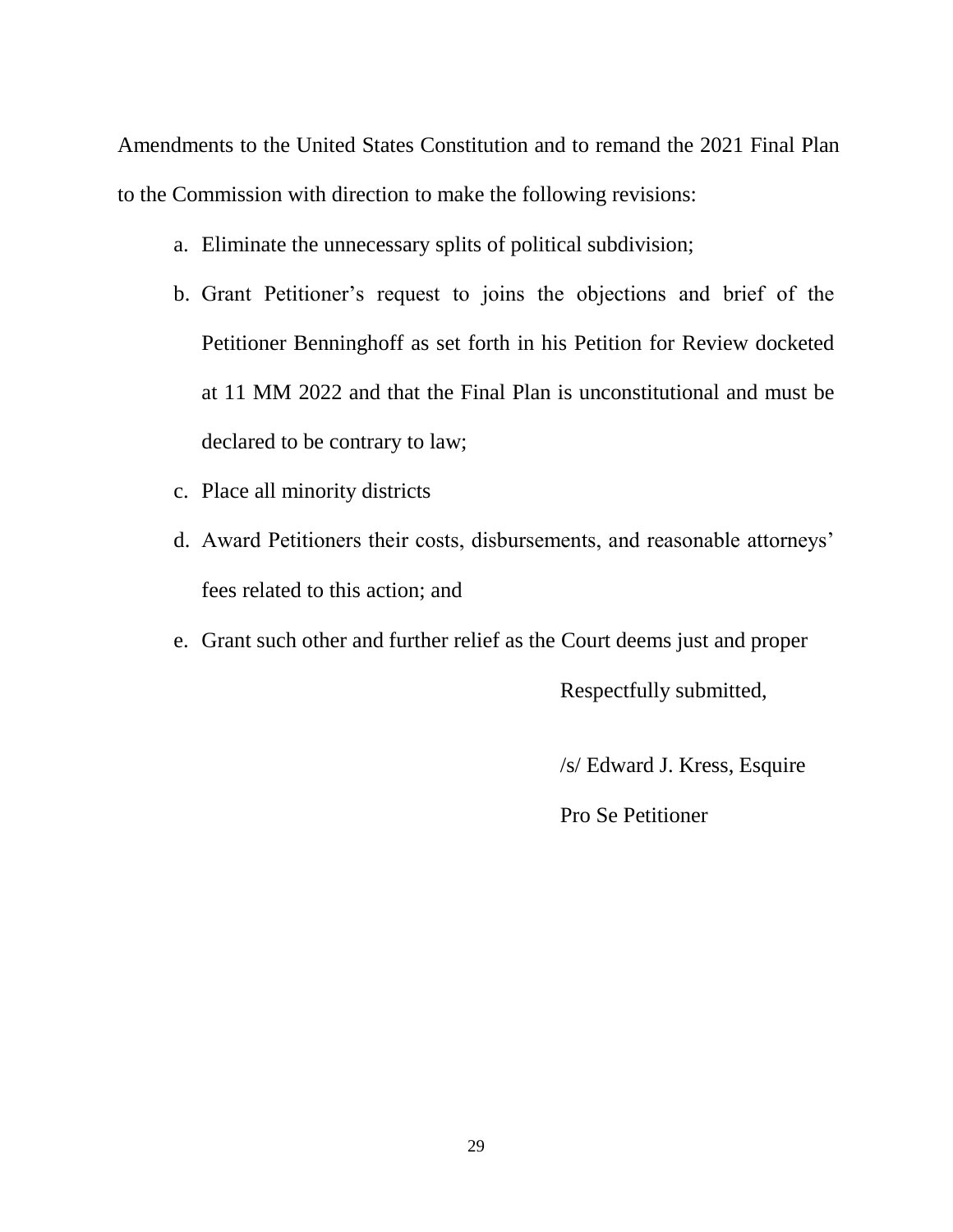Amendments to the United States Constitution and to remand the 2021 Final Plan to the Commission with direction to make the following revisions:

a. Eliminate the unnecessary splits of political subdivision;
b. Grant Petitioner's request to joins the objections and brief of the Petitioner Benninghoff as set forth in his Petition for Review docketed at 11 MM 2022 and that the Final Plan is unconstitutional and must be declared to be contrary to law;
c. Place all minority districts
d. Award Petitioners their costs, disbursements, and reasonable attorneys' fees related to this action; and
e. Grant such other and further relief as the Court deems just and proper

Respectfully submitted,

/s/ Edward J. Kress, Esquire

Pro Se Petitioner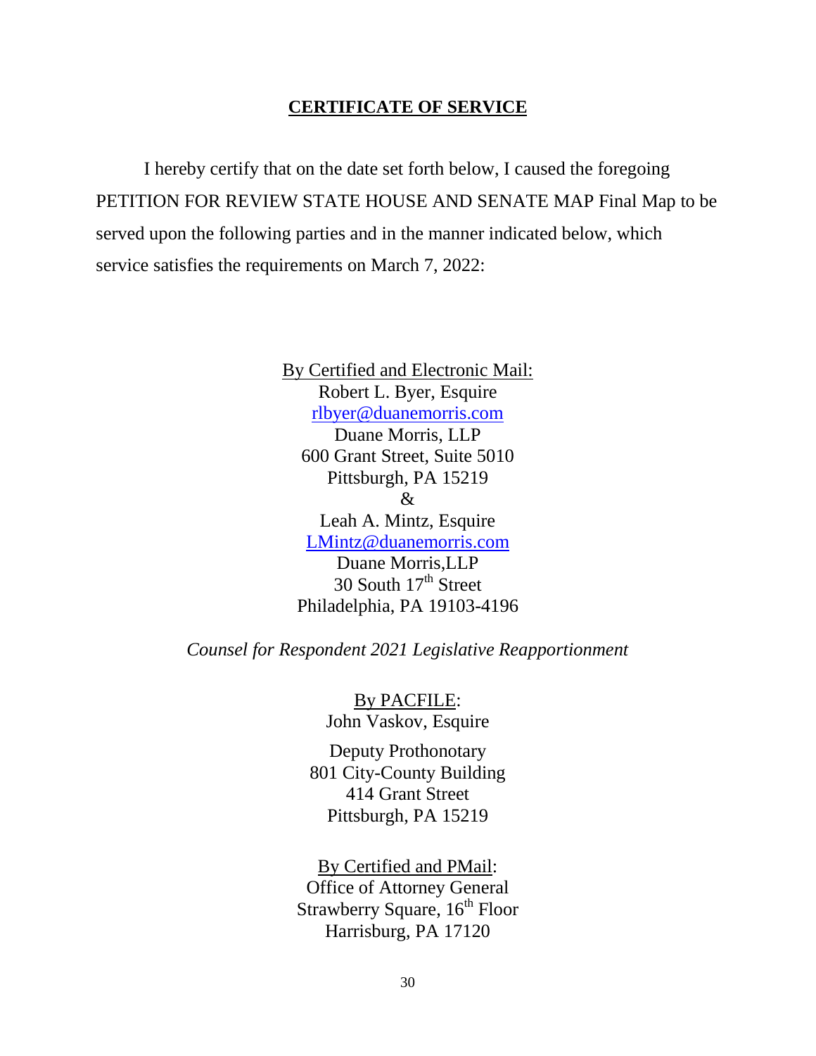## CERTIFICATE OF SERVICE

I hereby certify that on the date set forth below, I caused the foregoing PETITION FOR REVIEW STATE HOUSE AND SENATE MAP Final Map to be served upon the following parties and in the manner indicated below, which service satisfies the requirements on March 7, 2022:

By Certified and Electronic Mail:
Robert L. Byer, Esquire
rlbyer@duanemorris.com
Duane Morris, LLP
600 Grant Street, Suite 5010
Pittsburgh, PA 15219
&
Leah A. Mintz, Esquire
LMintz@duanemorris.com
Duane Morris,LLP
30 South 17th Street
Philadelphia, PA 19103-4196

*Counsel for Respondent 2021 Legislative Reapportionment*

By PACFILE:
John Vaskov, Esquire

Deputy Prothonotary
801 City-County Building
414 Grant Street
Pittsburgh, PA 15219

By Certified and PMail:
Office of Attorney General
Strawberry Square, 16th Floor
Harrisburg, PA 17120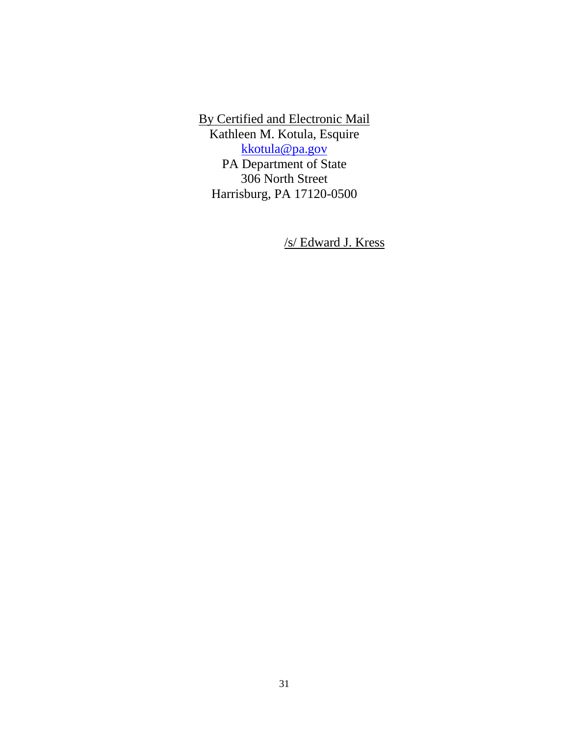By Certified and Electronic Mail
Kathleen M. Kotula, Esquire
kkotula@pa.gov
PA Department of State
306 North Street
Harrisburg, PA 17120-0500

/s/ Edward J. Kress